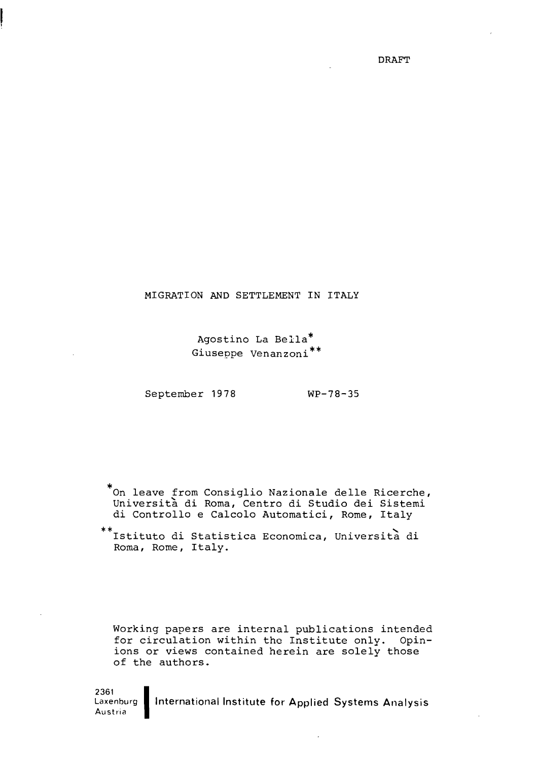DRAFT

# MIGRATION AND SETTLEMENT IN ITALY

Agostino La Bella*
Giuseppe Venanzoni**

September 1978 WP-78-35

*On leave from Consiglio Nazionale delle Ricerche, Università di Roma, Centro di Studio dei Sistemi di Controllo e Calcolo Automatici, Rome, Italy

**Istituto di Statistica Economica, Università di Roma, Rome, Italy.

Working papers are internal publications intended for circulation within the Institute only. Opinions or views contained herein are solely those of the authors.

2361
Laxenburg
Austria

International Institute for Applied Systems Analysis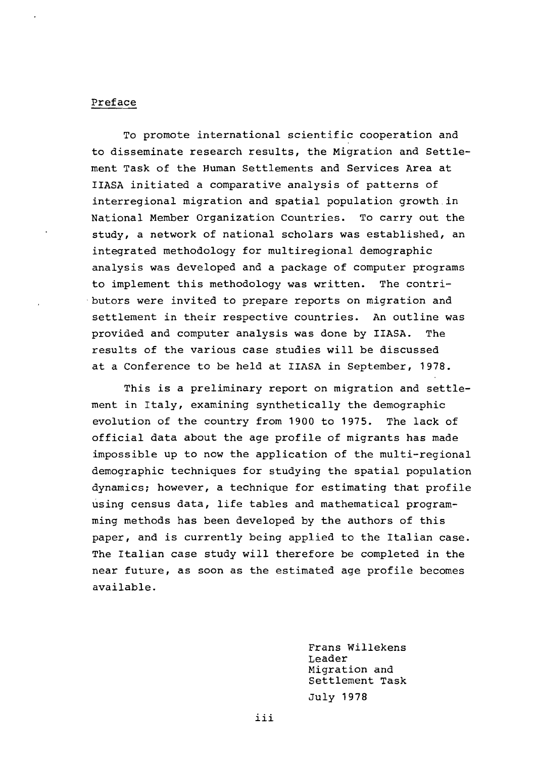## Preface

To promote international scientific cooperation and to disseminate research results, the Migration and Settlement Task of the Human Settlements and Services Area at IIASA initiated a comparative analysis of patterns of interregional migration and spatial population growth in National Member Organization Countries. To carry out the study, a network of national scholars was established, an integrated methodology for multiregional demographic analysis was developed and a package of computer programs to implement this methodology was written. The contributors were invited to prepare reports on migration and settlement in their respective countries. An outline was provided and computer analysis was done by IIASA. The results of the various case studies will be discussed at a Conference to be held at IIASA in September, 1978.

This is a preliminary report on migration and settlement in Italy, examining synthetically the demographic evolution of the country from 1900 to 1975. The lack of official data about the age profile of migrants has made impossible up to now the application of the multi-regional demographic techniques for studying the spatial population dynamics; however, a technique for estimating that profile using census data, life tables and mathematical programming methods has been developed by the authors of this paper, and is currently being applied to the Italian case. The Italian case study will therefore be completed in the near future, as soon as the estimated age profile becomes available.

Frans Willekens
Leader
Migration and
Settlement Task

July 1978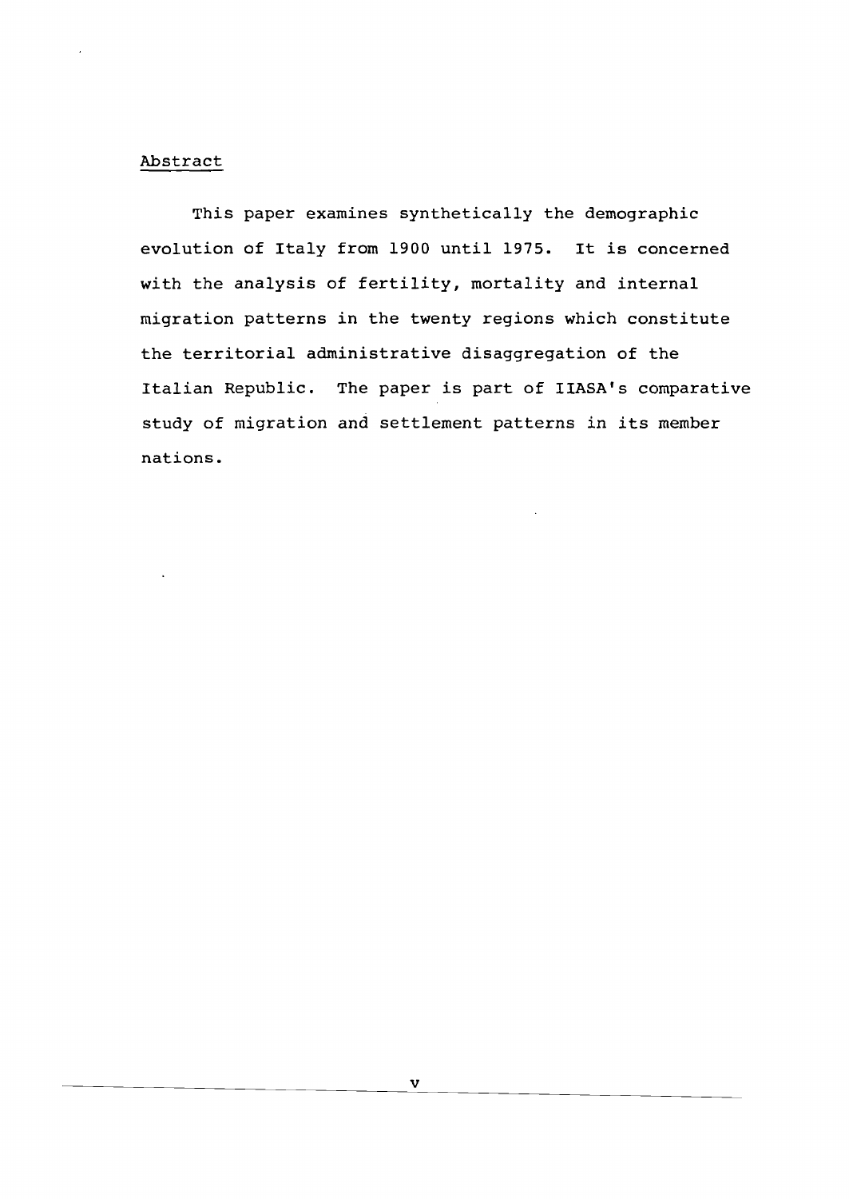## Abstract

This paper examines synthetically the demographic evolution of Italy from 1900 until 1975. It is concerned with the analysis of fertility, mortality and internal migration patterns in the twenty regions which constitute the territorial administrative disaggregation of the Italian Republic. The paper is part of IIASA's comparative study of migration and settlement patterns in its member nations.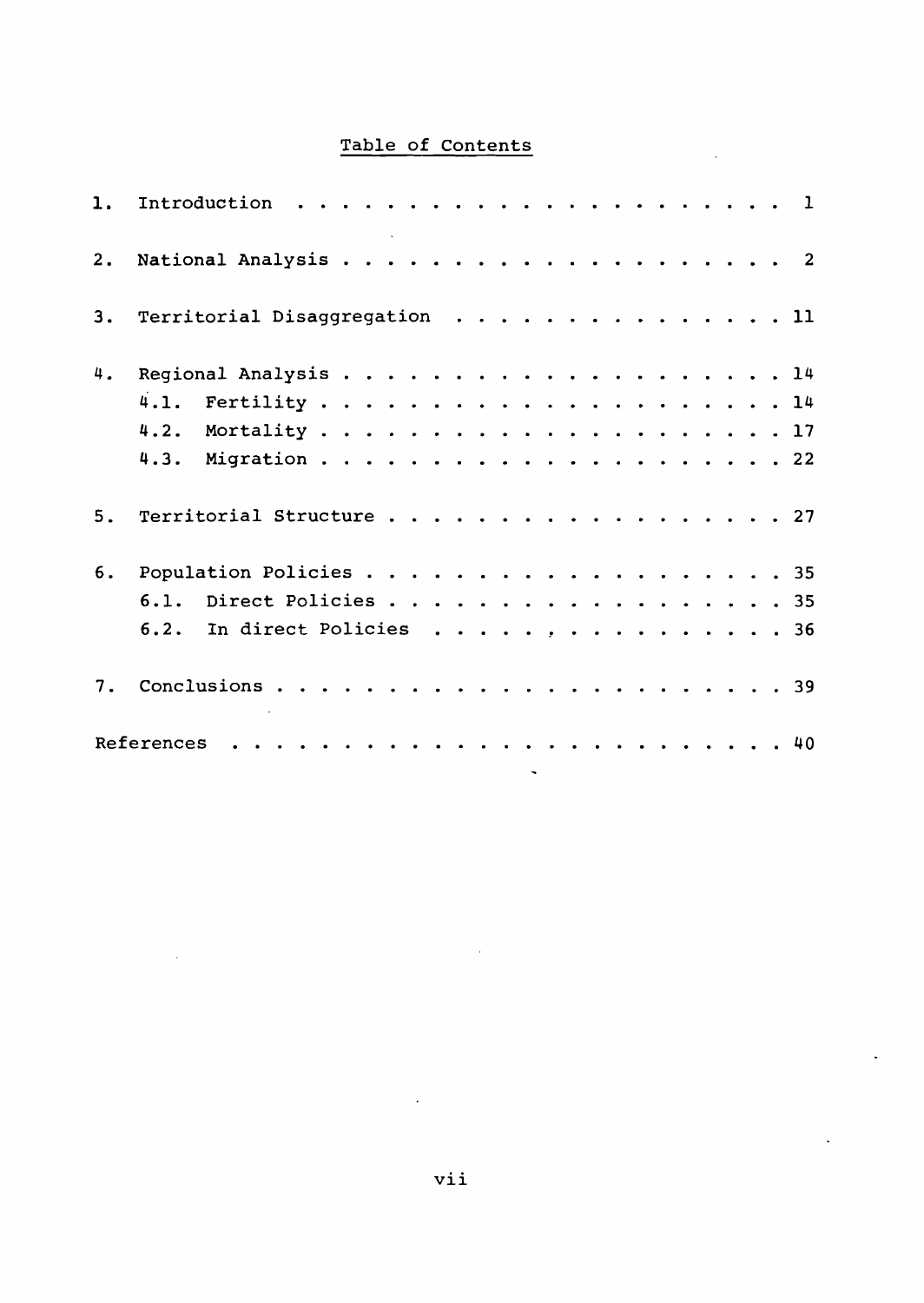# Table of Contents

1. Introduction . . . . . . . . . . . . . . . . . . . . . . 1

2. National Analysis . . . . . . . . . . . . . . . . . . . . 2

3. Territorial Disaggregation . . . . . . . . . . . . . . . 11

4. Regional Analysis . . . . . . . . . . . . . . . . . . . . 14
   - 4.1. Fertility . . . . . . . . . . . . . . . . . . . . 14
   - 4.2. Mortality . . . . . . . . . . . . . . . . . . . . 17
   - 4.3. Migration . . . . . . . . . . . . . . . . . . . . 22

5. Territorial Structure . . . . . . . . . . . . . . . . . . 27

6. Population Policies . . . . . . . . . . . . . . . . . . . 35
   - 6.1. Direct Policies . . . . . . . . . . . . . . . . . 35
   - 6.2. In direct Policies . . . . . . . . . . . . . . . . 36

7. Conclusions . . . . . . . . . . . . . . . . . . . . . . . 39

References . . . . . . . . . . . . . . . . . . . . . . . . . 40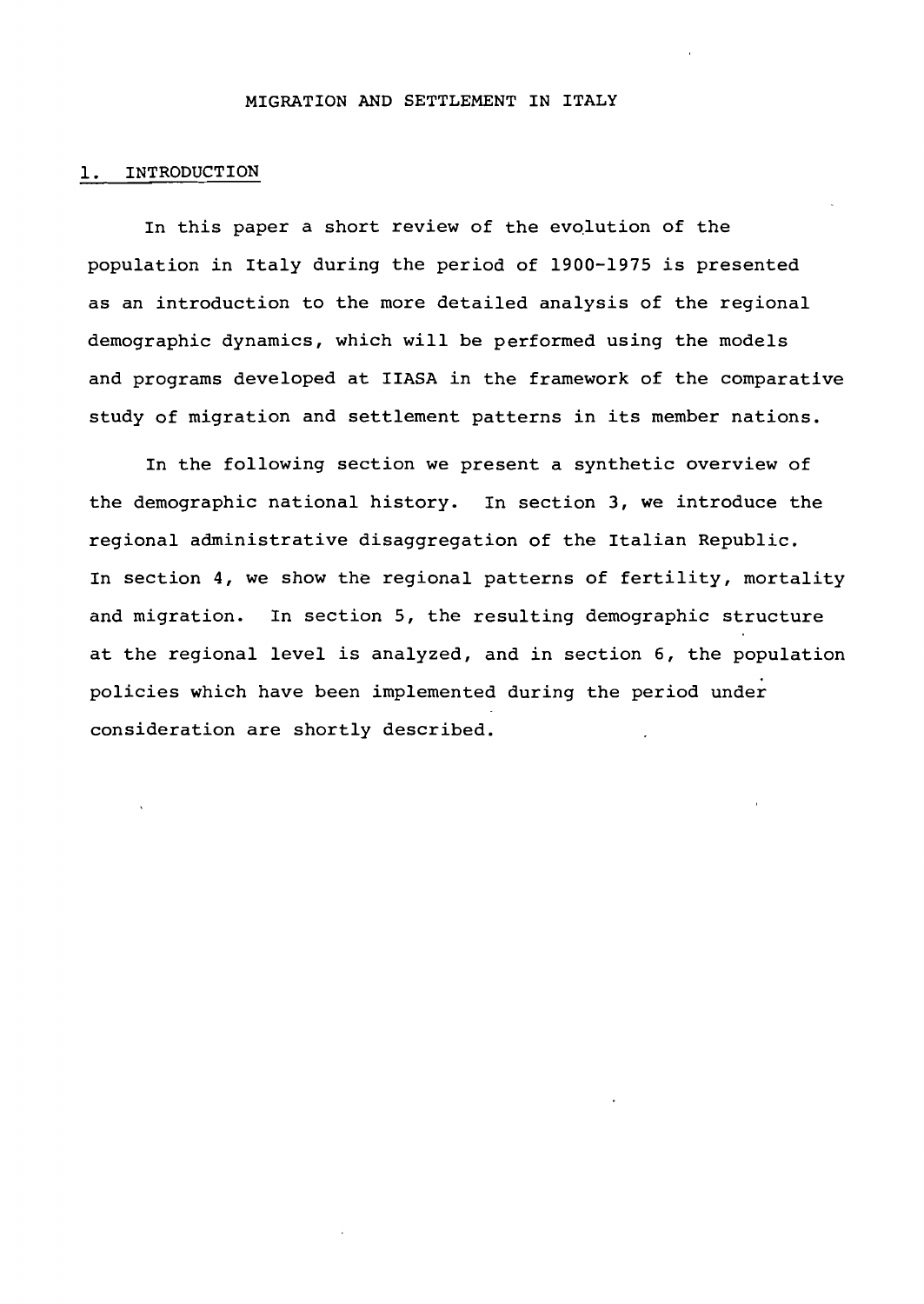# MIGRATION AND SETTLEMENT IN ITALY

## 1. INTRODUCTION

In this paper a short review of the evolution of the population in Italy during the period of 1900-1975 is presented as an introduction to the more detailed analysis of the regional demographic dynamics, which will be performed using the models and programs developed at IIASA in the framework of the comparative study of migration and settlement patterns in its member nations.

In the following section we present a synthetic overview of the demographic national history. In section 3, we introduce the regional administrative disaggregation of the Italian Republic. In section 4, we show the regional patterns of fertility, mortality and migration. In section 5, the resulting demographic structure at the regional level is analyzed, and in section 6, the population policies which have been implemented during the period under consideration are shortly described.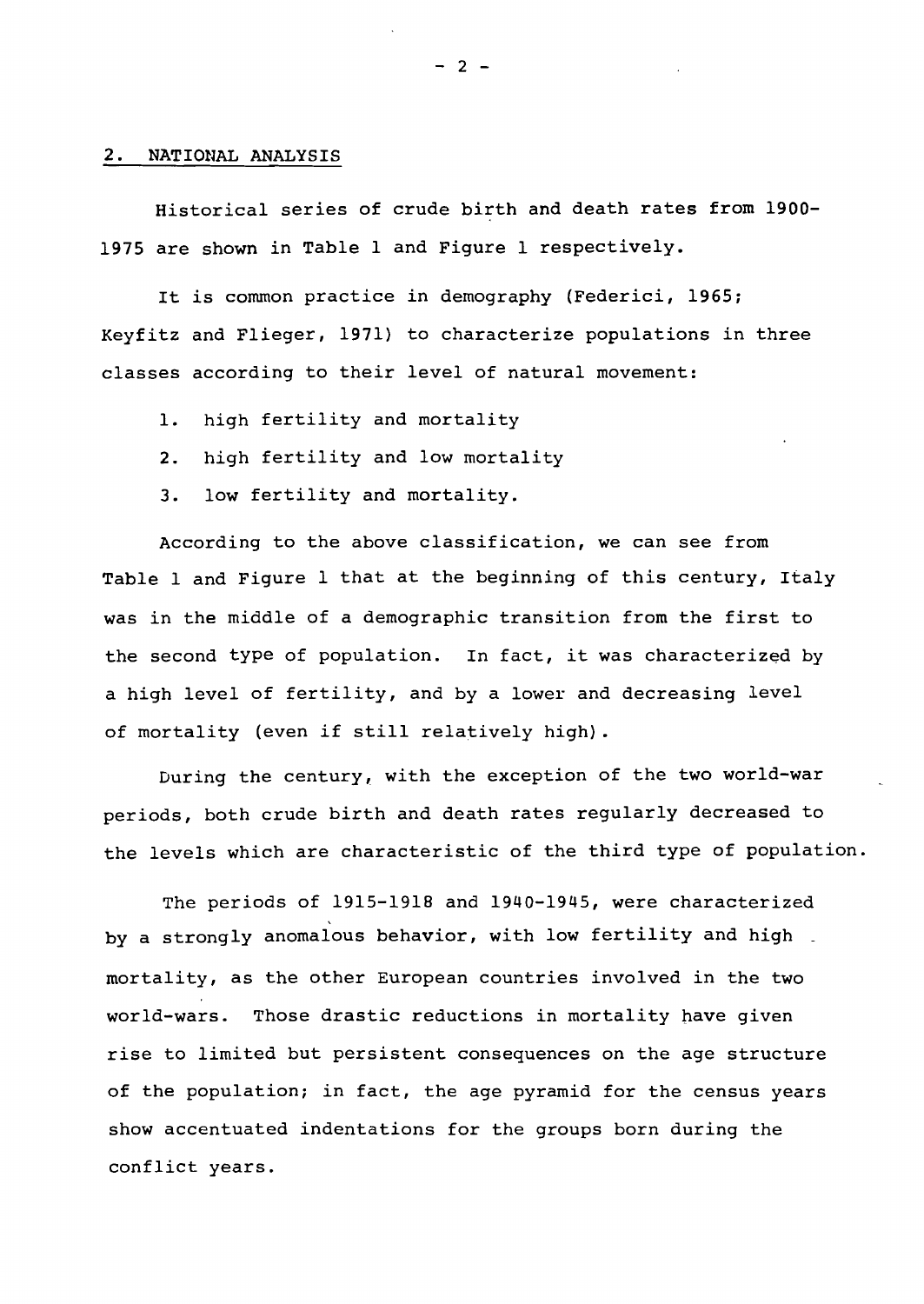## 2. NATIONAL ANALYSIS

Historical series of crude birth and death rates from 1900-1975 are shown in Table 1 and Figure 1 respectively.

It is common practice in demography (Federici, 1965; Keyfitz and Flieger, 1971) to characterize populations in three classes according to their level of natural movement:

1. high fertility and mortality
2. high fertility and low mortality
3. low fertility and mortality.

According to the above classification, we can see from Table 1 and Figure 1 that at the beginning of this century, Italy was in the middle of a demographic transition from the first to the second type of population. In fact, it was characterized by a high level of fertility, and by a lower and decreasing level of mortality (even if still relatively high).

During the century, with the exception of the two world-war periods, both crude birth and death rates regularly decreased to the levels which are characteristic of the third type of population.

The periods of 1915-1918 and 1940-1945, were characterized by a strongly anomalous behavior, with low fertility and high mortality, as the other European countries involved in the two world-wars. Those drastic reductions in mortality have given rise to limited but persistent consequences on the age structure of the population; in fact, the age pyramid for the census years show accentuated indentations for the groups born during the conflict years.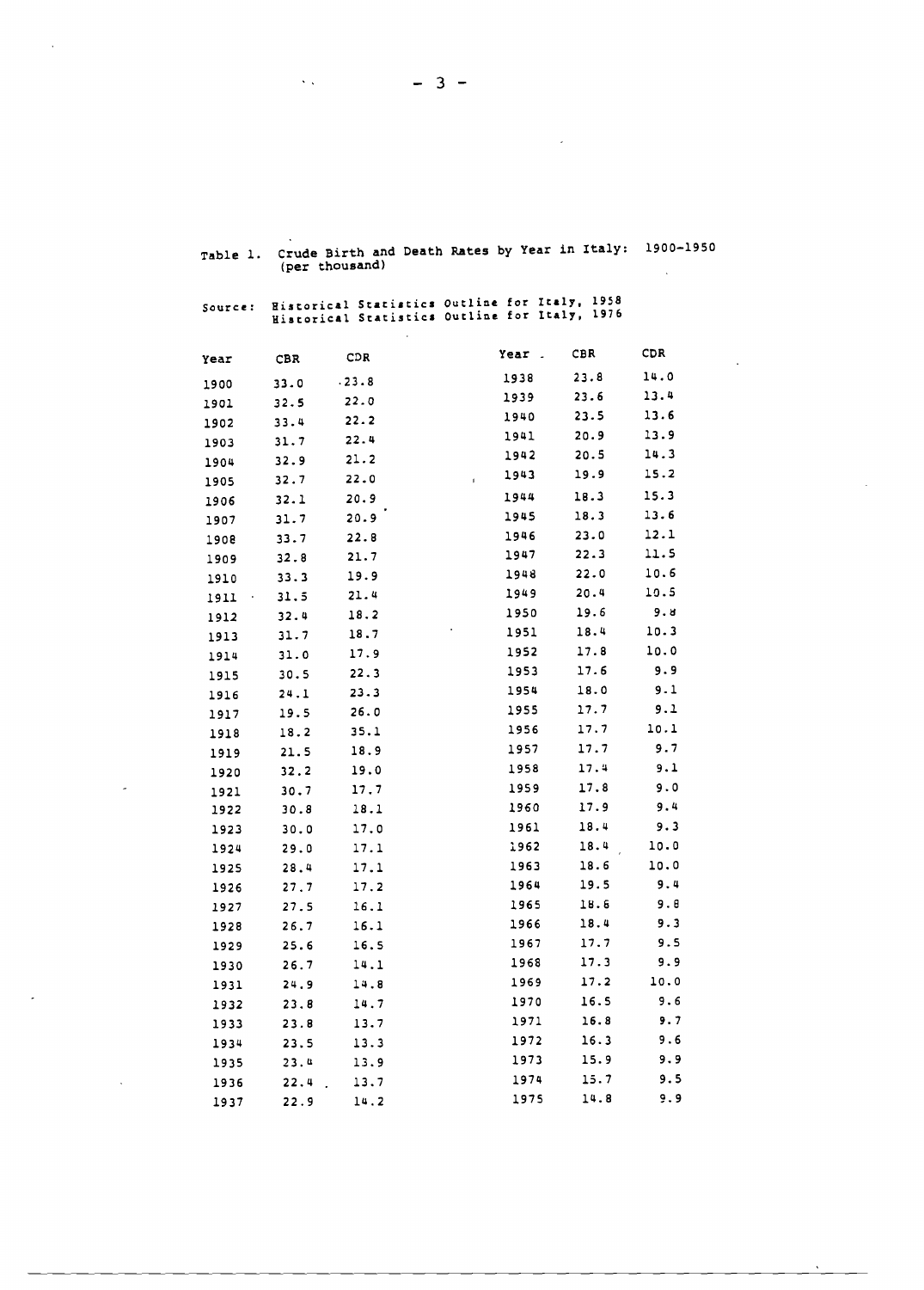Table 1. Crude Birth and Death Rates by Year in Italy: 1900-1950 (per thousand)

Source: Historical Statistics Outline for Italy, 1958
Historical Statistics Outline for Italy, 1976

| Year | CBR | CDR | Year | CBR | CDR |
|---|---|---|---|---|---|
| 1900 | 33.0 | 23.8 | 1938 | 23.8 | 14.0 |
| 1901 | 32.5 | 22.0 | 1939 | 23.6 | 13.4 |
| 1902 | 33.4 | 22.2 | 1940 | 23.5 | 13.6 |
| 1903 | 31.7 | 22.4 | 1941 | 20.9 | 13.9 |
| 1904 | 32.9 | 21.2 | 1942 | 20.5 | 14.3 |
| 1905 | 32.7 | 22.0 | 1943 | 19.9 | 15.2 |
| 1906 | 32.1 | 20.9 | 1944 | 18.3 | 15.3 |
| 1907 | 31.7 | 20.9 | 1945 | 18.3 | 13.6 |
| 1908 | 33.7 | 22.8 | 1946 | 23.0 | 12.1 |
| 1909 | 32.8 | 21.7 | 1947 | 22.3 | 11.5 |
| 1910 | 33.3 | 19.9 | 1948 | 22.0 | 10.6 |
| 1911 | 31.5 | 21.4 | 1949 | 20.4 | 10.5 |
| 1912 | 32.4 | 18.2 | 1950 | 19.6 | 9.8 |
| 1913 | 31.7 | 18.7 | 1951 | 18.4 | 10.3 |
| 1914 | 31.0 | 17.9 | 1952 | 17.8 | 10.0 |
| 1915 | 30.5 | 22.3 | 1953 | 17.6 | 9.9 |
| 1916 | 24.1 | 23.3 | 1954 | 18.0 | 9.1 |
| 1917 | 19.5 | 26.0 | 1955 | 17.7 | 9.1 |
| 1918 | 18.2 | 35.1 | 1956 | 17.7 | 10.1 |
| 1919 | 21.5 | 18.9 | 1957 | 17.7 | 9.7 |
| 1920 | 32.2 | 19.0 | 1958 | 17.4 | 9.1 |
| 1921 | 30.7 | 17.7 | 1959 | 17.8 | 9.0 |
| 1922 | 30.8 | 18.1 | 1960 | 17.9 | 9.4 |
| 1923 | 30.0 | 17.0 | 1961 | 18.4 | 9.3 |
| 1924 | 29.0 | 17.1 | 1962 | 18.4 | 10.0 |
| 1925 | 28.4 | 17.1 | 1963 | 18.6 | 10.0 |
| 1926 | 27.7 | 17.2 | 1964 | 19.5 | 9.4 |
| 1927 | 27.5 | 16.1 | 1965 | 18.6 | 9.8 |
| 1928 | 26.7 | 16.1 | 1966 | 18.4 | 9.3 |
| 1929 | 25.6 | 16.5 | 1967 | 17.7 | 9.5 |
| 1930 | 26.7 | 14.1 | 1968 | 17.3 | 9.9 |
| 1931 | 24.9 | 14.8 | 1969 | 17.2 | 10.0 |
| 1932 | 23.8 | 14.7 | 1970 | 16.5 | 9.6 |
| 1933 | 23.8 | 13.7 | 1971 | 16.8 | 9.7 |
| 1934 | 23.5 | 13.3 | 1972 | 16.3 | 9.6 |
| 1935 | 23.4 | 13.9 | 1973 | 15.9 | 9.9 |
| 1936 | 22.4 | 13.7 | 1974 | 15.7 | 9.5 |
| 1937 | 22.9 | 14.2 | 1975 | 14.8 | 9.9 |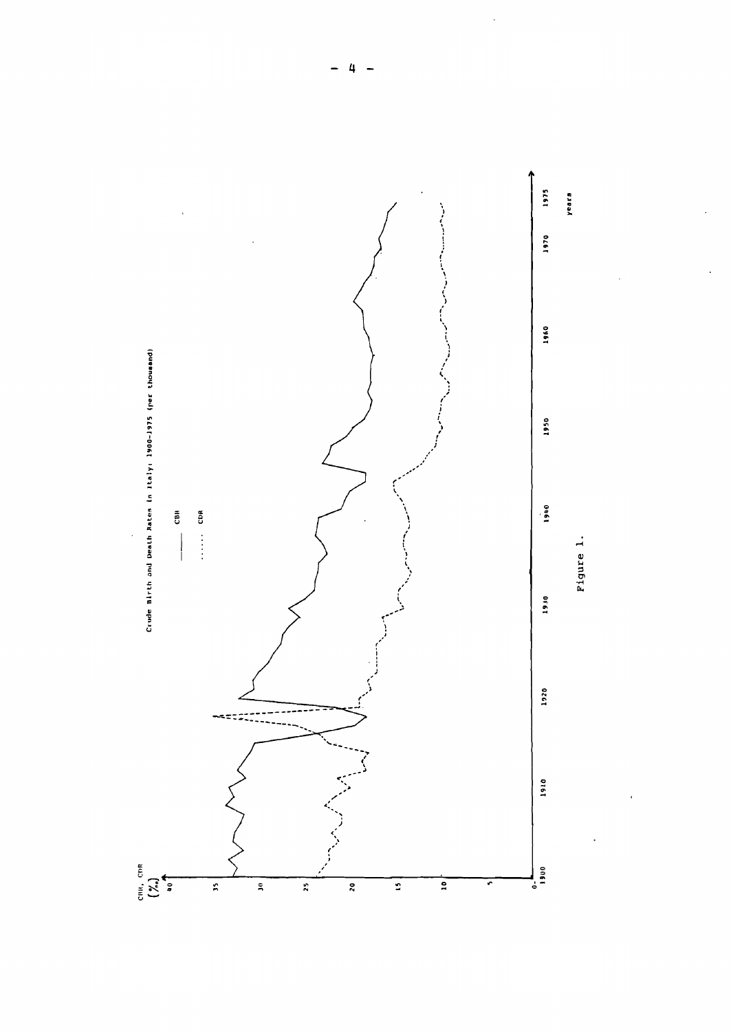Crude Birth and Death Rates in Italy: 1900-1975 (per thousand)

Figure 1.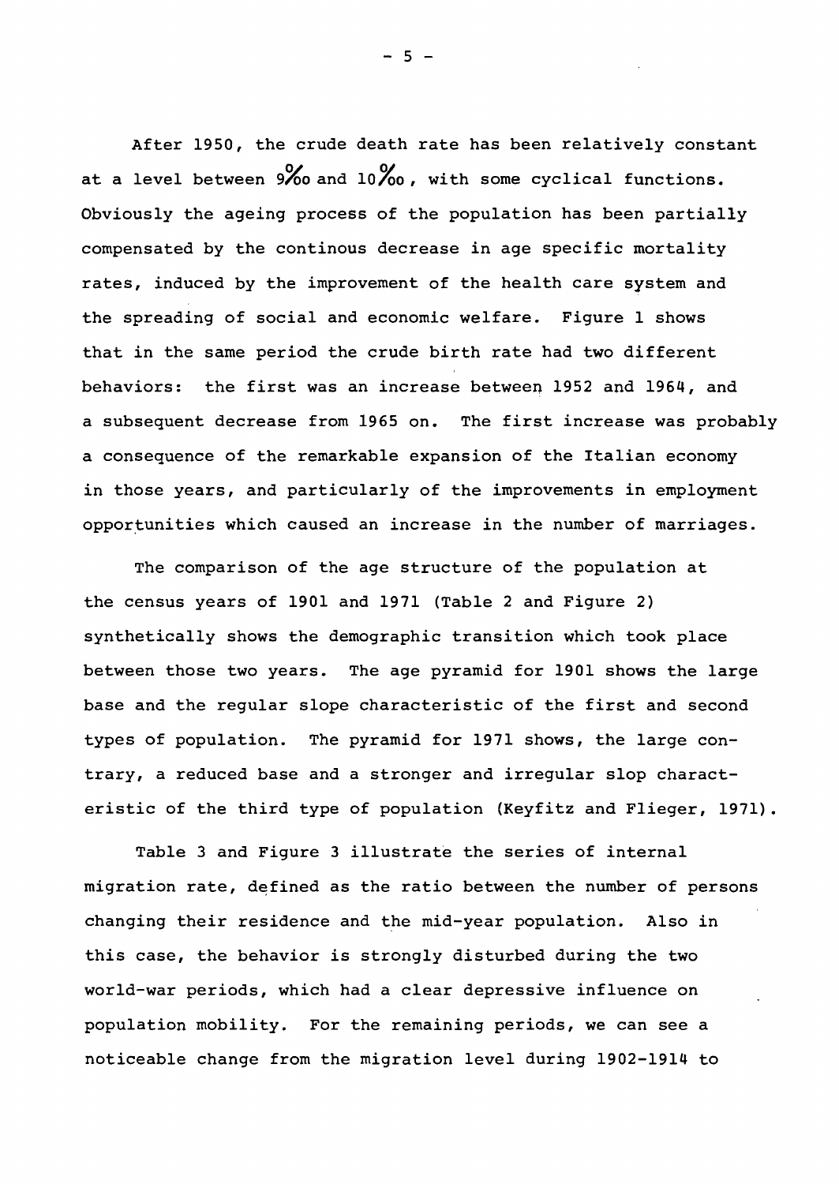After 1950, the crude death rate has been relatively constant at a level between 9‰ and 10‰, with some cyclical functions. Obviously the ageing process of the population has been partially compensated by the continous decrease in age specific mortality rates, induced by the improvement of the health care system and the spreading of social and economic welfare. Figure 1 shows that in the same period the crude birth rate had two different behaviors: the first was an increase between 1952 and 1964, and a subsequent decrease from 1965 on. The first increase was probably a consequence of the remarkable expansion of the Italian economy in those years, and particularly of the improvements in employment opportunities which caused an increase in the number of marriages.

The comparison of the age structure of the population at the census years of 1901 and 1971 (Table 2 and Figure 2) synthetically shows the demographic transition which took place between those two years. The age pyramid for 1901 shows the large base and the regular slope characteristic of the first and second types of population. The pyramid for 1971 shows, the large contrary, a reduced base and a stronger and irregular slop characteristic of the third type of population (Keyfitz and Flieger, 1971).

Table 3 and Figure 3 illustrate the series of internal migration rate, defined as the ratio between the number of persons changing their residence and the mid-year population. Also in this case, the behavior is strongly disturbed during the two world-war periods, which had a clear depressive influence on population mobility. For the remaining periods, we can see a noticeable change from the migration level during 1902-1914 to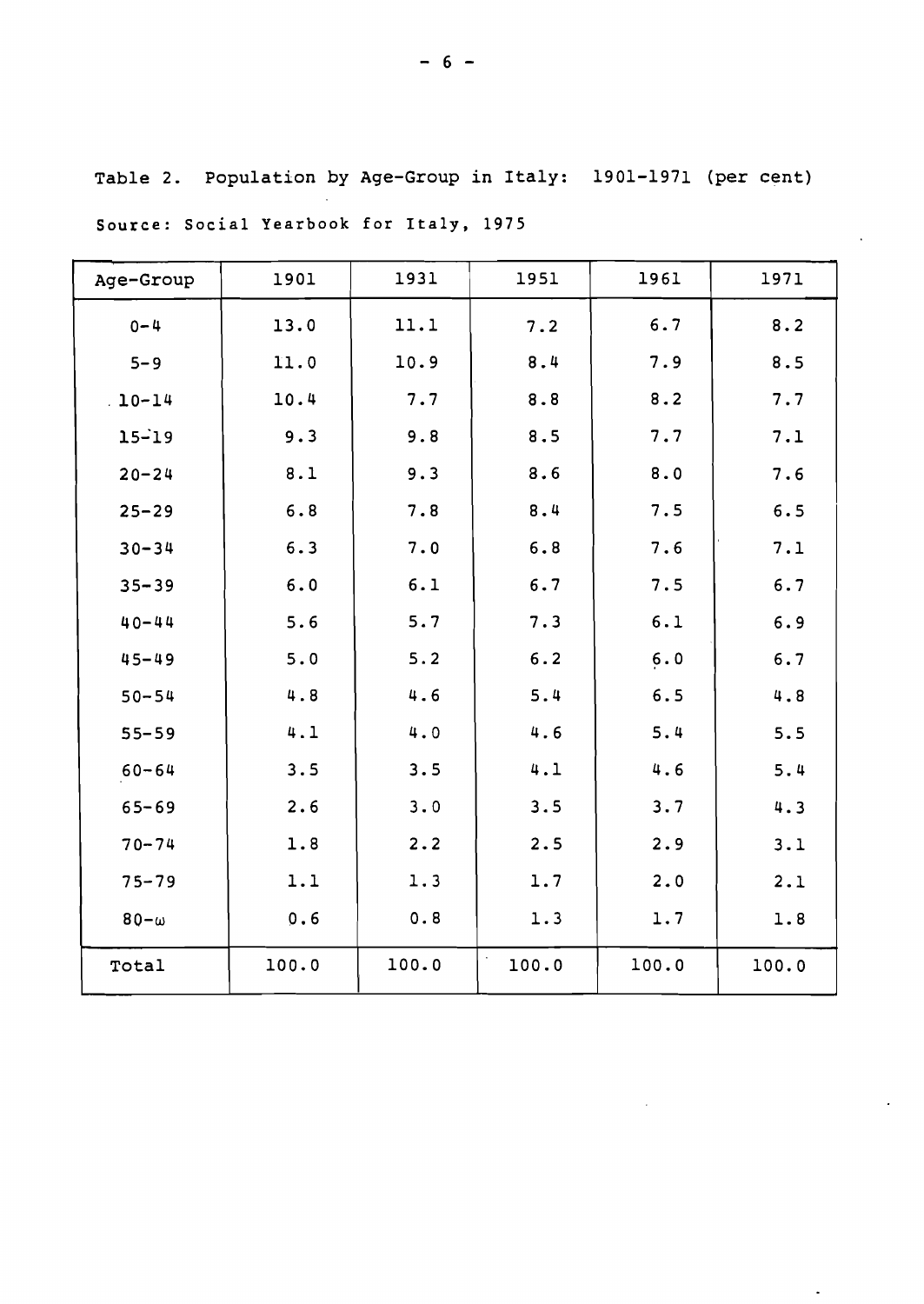Table 2. Population by Age-Group in Italy: 1901-1971 (per cent)

Source: Social Yearbook for Italy, 1975

| Age-Group | 1901 | 1931 | 1951 | 1961 | 1971 |
|---|---|---|---|---|---|
| 0-4 | 13.0 | 11.1 | 7.2 | 6.7 | 8.2 |
| 5-9 | 11.0 | 10.9 | 8.4 | 7.9 | 8.5 |
| 10-14 | 10.4 | 7.7 | 8.8 | 8.2 | 7.7 |
| 15-19 | 9.3 | 9.8 | 8.5 | 7.7 | 7.1 |
| 20-24 | 8.1 | 9.3 | 8.6 | 8.0 | 7.6 |
| 25-29 | 6.8 | 7.8 | 8.4 | 7.5 | 6.5 |
| 30-34 | 6.3 | 7.0 | 6.8 | 7.6 | 7.1 |
| 35-39 | 6.0 | 6.1 | 6.7 | 7.5 | 6.7 |
| 40-44 | 5.6 | 5.7 | 7.3 | 6.1 | 6.9 |
| 45-49 | 5.0 | 5.2 | 6.2 | 6.0 | 6.7 |
| 50-54 | 4.8 | 4.6 | 5.4 | 6.5 | 4.8 |
| 55-59 | 4.1 | 4.0 | 4.6 | 5.4 | 5.5 |
| 60-64 | 3.5 | 3.5 | 4.1 | 4.6 | 5.4 |
| 65-69 | 2.6 | 3.0 | 3.5 | 3.7 | 4.3 |
| 70-74 | 1.8 | 2.2 | 2.5 | 2.9 | 3.1 |
| 75-79 | 1.1 | 1.3 | 1.7 | 2.0 | 2.1 |
| 80-ω | 0.6 | 0.8 | 1.3 | 1.7 | 1.8 |
| Total | 100.0 | 100.0 | 100.0 | 100.0 | 100.0 |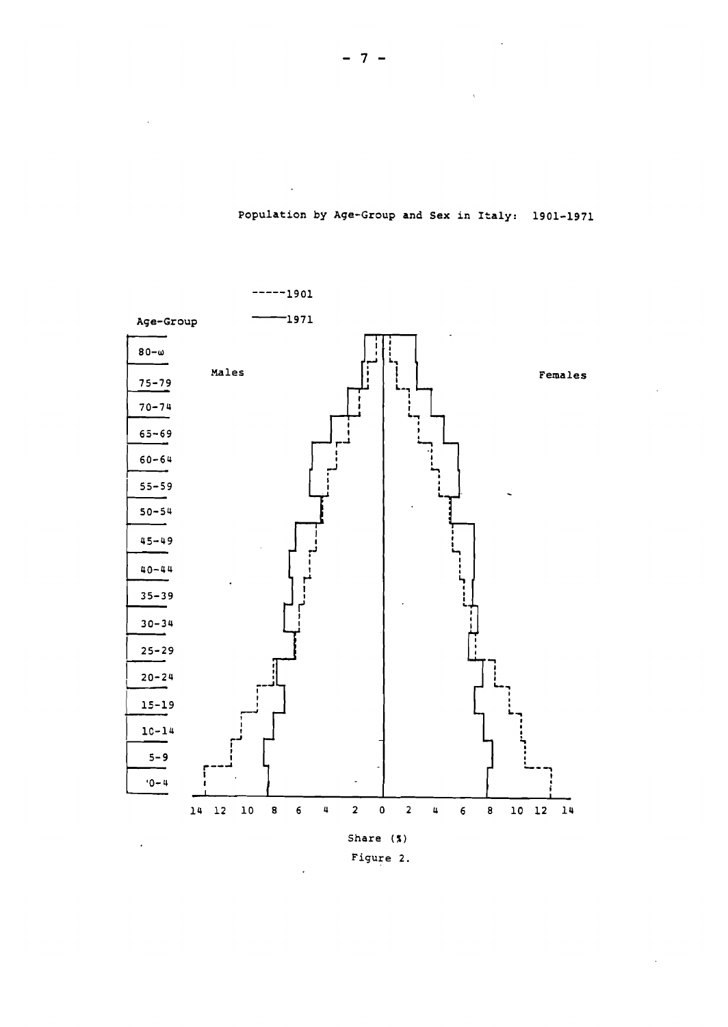Population by Age-Group and Sex in Italy: 1901-1971

-----1901

———1971

Age-Group

80-ω

75-79

70-74

65-69

60-64

55-59

50-54

45-49

40-44

35-39

30-34

25-29

20-24

15-19

10-14

5-9

0-4

Males

Females

14 12 10 8 6 4 2 0 2 4 6 8 10 12 14

Share (%)

Figure 2.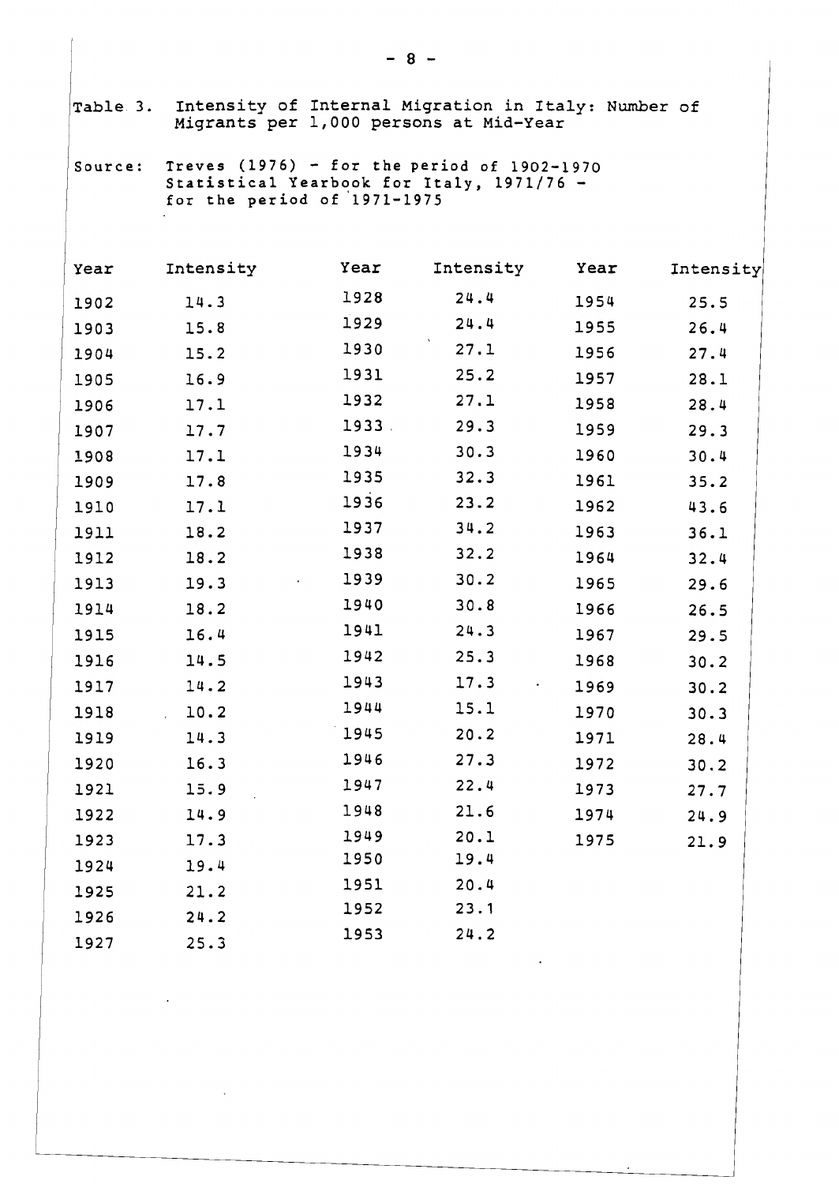Table 3. Intensity of Internal Migration in Italy: Number of Migrants per 1,000 persons at Mid-Year

Source: Treves (1976) - for the period of 1902-1970
Statistical Yearbook for Italy, 1971/76 - for the period of 1971-1975

| Year | Intensity | Year | Intensity | Year | Intensity |
|---|---|---|---|---|---|
| 1902 | 14.3 | 1928 | 24.4 | 1954 | 25.5 |
| 1903 | 15.8 | 1929 | 24.4 | 1955 | 26.4 |
| 1904 | 15.2 | 1930 | 27.1 | 1956 | 27.4 |
| 1905 | 16.9 | 1931 | 25.2 | 1957 | 28.1 |
| 1906 | 17.1 | 1932 | 27.1 | 1958 | 28.4 |
| 1907 | 17.7 | 1933 | 29.3 | 1959 | 29.3 |
| 1908 | 17.1 | 1934 | 30.3 | 1960 | 30.4 |
| 1909 | 17.8 | 1935 | 32.3 | 1961 | 35.2 |
| 1910 | 17.1 | 1936 | 23.2 | 1962 | 43.6 |
| 1911 | 18.2 | 1937 | 34.2 | 1963 | 36.1 |
| 1912 | 18.2 | 1938 | 32.2 | 1964 | 32.4 |
| 1913 | 19.3 | 1939 | 30.2 | 1965 | 29.6 |
| 1914 | 18.2 | 1940 | 30.8 | 1966 | 26.5 |
| 1915 | 16.4 | 1941 | 24.3 | 1967 | 29.5 |
| 1916 | 14.5 | 1942 | 25.3 | 1968 | 30.2 |
| 1917 | 14.2 | 1943 | 17.3 | 1969 | 30.2 |
| 1918 | 10.2 | 1944 | 15.1 | 1970 | 30.3 |
| 1919 | 14.3 | 1945 | 20.2 | 1971 | 28.4 |
| 1920 | 16.3 | 1946 | 27.3 | 1972 | 30.2 |
| 1921 | 15.9 | 1947 | 22.4 | 1973 | 27.7 |
| 1922 | 14.9 | 1948 | 21.6 | 1974 | 24.9 |
| 1923 | 17.3 | 1949 | 20.1 | 1975 | 21.9 |
| 1924 | 19.4 | 1950 | 19.4 | | |
| 1925 | 21.2 | 1951 | 20.4 | | |
| 1926 | 24.2 | 1952 | 23.1 | | |
| 1927 | 25.3 | 1953 | 24.2 | | |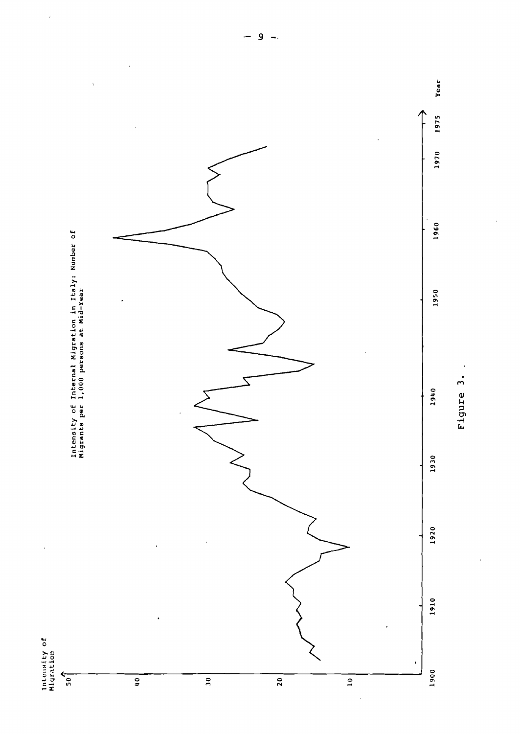Intensity of Internal Migration in Italy: Number of Migrants per 1,000 persons at Mid-Year

Intensity of Migration

50

40

30

20

10

1900 1910 1920 1930 1940 1950 1960 1970 1975 Year

Figure 3.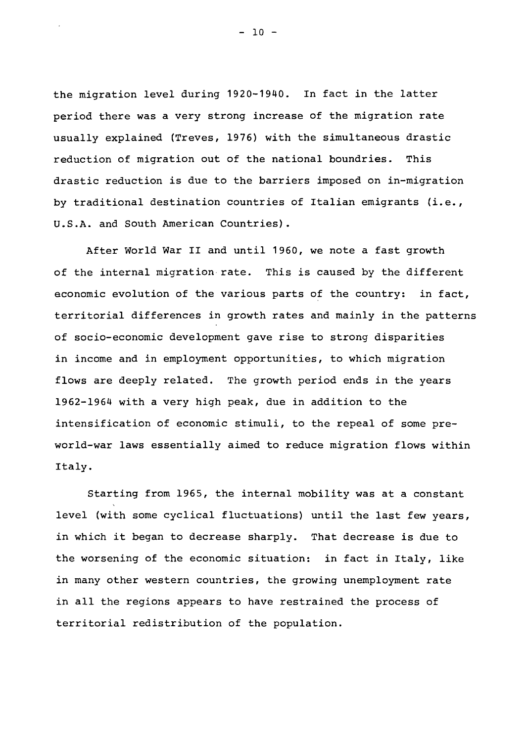the migration level during 1920-1940. In fact in the latter period there was a very strong increase of the migration rate usually explained (Treves, 1976) with the simultaneous drastic reduction of migration out of the national boundries. This drastic reduction is due to the barriers imposed on in-migration by traditional destination countries of Italian emigrants (i.e., U.S.A. and South American Countries).

After World War II and until 1960, we note a fast growth of the internal migration rate. This is caused by the different economic evolution of the various parts of the country: in fact, territorial differences in growth rates and mainly in the patterns of socio-economic development gave rise to strong disparities in income and in employment opportunities, to which migration flows are deeply related. The growth period ends in the years 1962-1964 with a very high peak, due in addition to the intensification of economic stimuli, to the repeal of some pre-world-war laws essentially aimed to reduce migration flows within Italy.

Starting from 1965, the internal mobility was at a constant level (with some cyclical fluctuations) until the last few years, in which it began to decrease sharply. That decrease is due to the worsening of the economic situation: in fact in Italy, like in many other western countries, the growing unemployment rate in all the regions appears to have restrained the process of territorial redistribution of the population.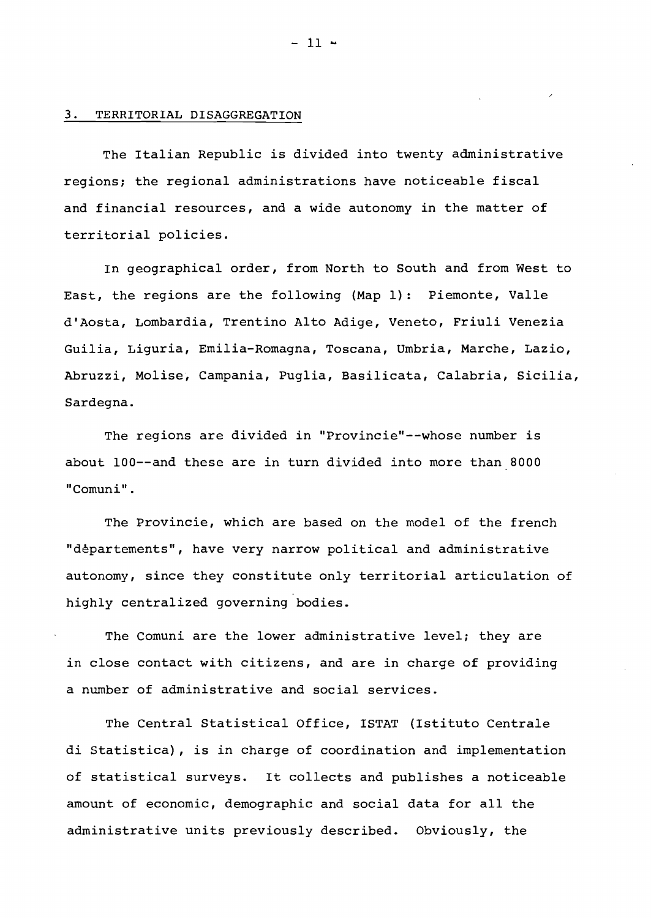## 3. TERRITORIAL DISAGGREGATION

The Italian Republic is divided into twenty administrative regions; the regional administrations have noticeable fiscal and financial resources, and a wide autonomy in the matter of territorial policies.

In geographical order, from North to South and from West to East, the regions are the following (Map 1): Piemonte, Valle d'Aosta, Lombardia, Trentino Alto Adige, Veneto, Friuli Venezia Guilia, Liguria, Emilia-Romagna, Toscana, Umbria, Marche, Lazio, Abruzzi, Molise, Campania, Puglia, Basilicata, Calabria, Sicilia, Sardegna.

The regions are divided in "Provincie"--whose number is about 100--and these are in turn divided into more than 8000 "Comuni".

The Provincie, which are based on the model of the french "dèpartements", have very narrow political and administrative autonomy, since they constitute only territorial articulation of highly centralized governing bodies.

The Comuni are the lower administrative level; they are in close contact with citizens, and are in charge of providing a number of administrative and social services.

The Central Statistical Office, ISTAT (Istituto Centrale di Statistica), is in charge of coordination and implementation of statistical surveys. It collects and publishes a noticeable amount of economic, demographic and social data for all the administrative units previously described. Obviously, the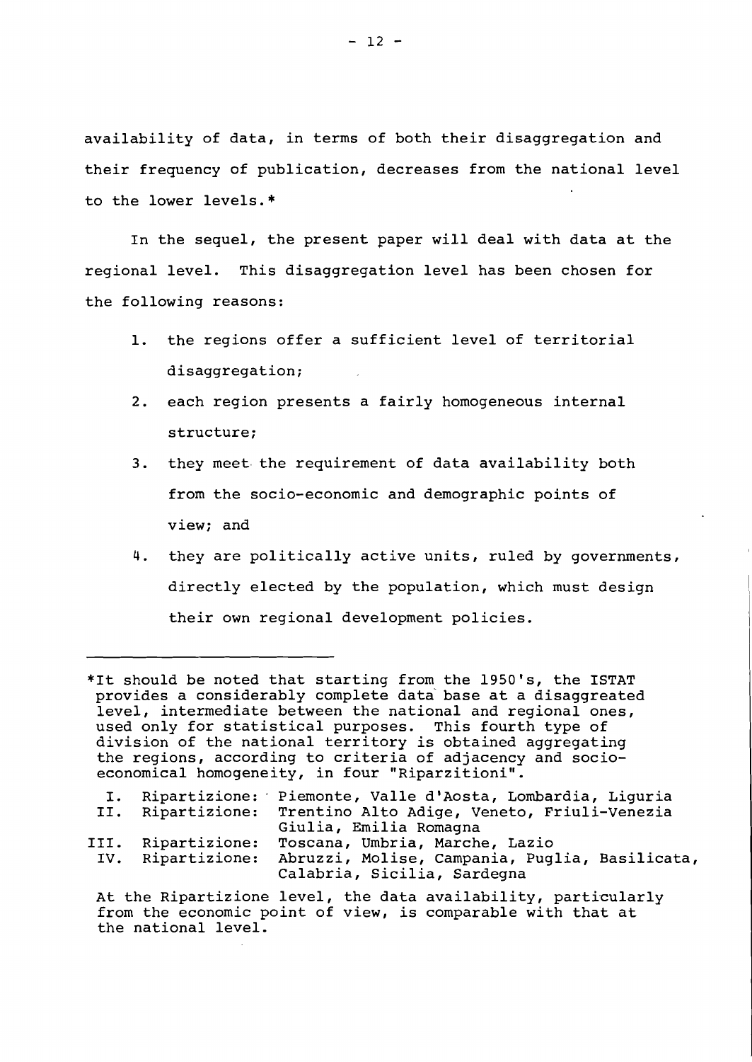availability of data, in terms of both their disaggregation and their frequency of publication, decreases from the national level to the lower levels.*

In the sequel, the present paper will deal with data at the regional level. This disaggregation level has been chosen for the following reasons:

1. the regions offer a sufficient level of territorial disaggregation;
2. each region presents a fairly homogeneous internal structure;
3. they meet the requirement of data availability both from the socio-economic and demographic points of view; and
4. they are politically active units, ruled by governments, directly elected by the population, which must design their own regional development policies.

---

*It should be noted that starting from the 1950's, the ISTAT provides a considerably complete data base at a disaggreated level, intermediate between the national and regional ones, used only for statistical purposes. This fourth type of division of the national territory is obtained aggregating the regions, according to criteria of adjacency and socio-economical homogeneity, in four "Riparzitioni".

| | | |
|---|---|---|
| I. | Ripartizione: | Piemonte, Valle d'Aosta, Lombardia, Liguria |
| II. | Ripartizione: | Trentino Alto Adige, Veneto, Friuli-Venezia Giulia, Emilia Romagna |
| III. | Ripartizione: | Toscana, Umbria, Marche, Lazio |
| IV. | Ripartizione: | Abruzzi, Molise, Campania, Puglia, Basilicata, Calabria, Sicilia, Sardegna |

At the Ripartizione level, the data availability, particularly from the economic point of view, is comparable with that at the national level.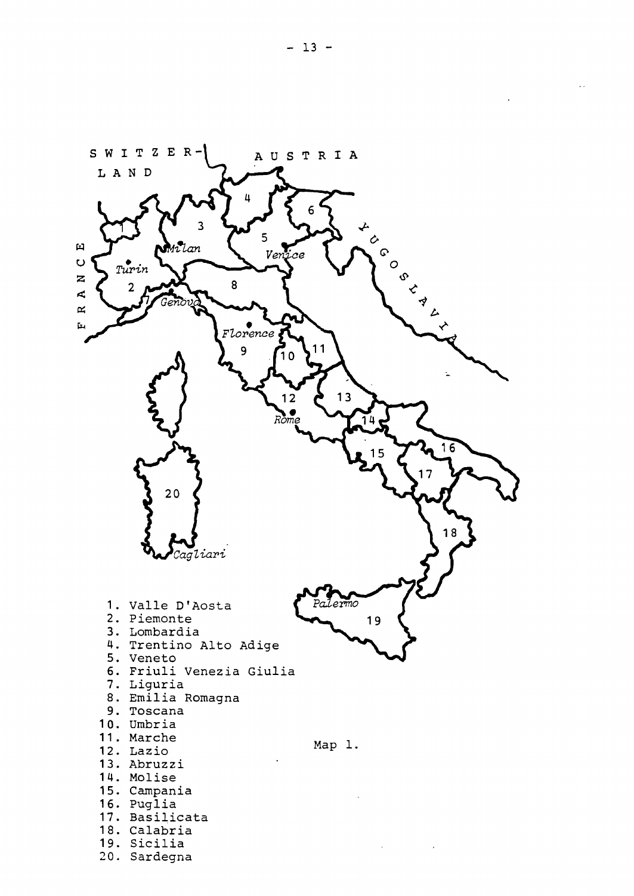1. Valle D'Aosta
2. Piemonte
3. Lombardia
4. Trentino Alto Adige
5. Veneto
6. Friuli Venezia Giulia
7. Liguria
8. Emilia Romagna
9. Toscana
10. Umbria
11. Marche
12. Lazio
13. Abruzzi
14. Molise
15. Campania
16. Puglia
17. Basilicata
18. Calabria
19. Sicilia
20. Sardegna

Map 1.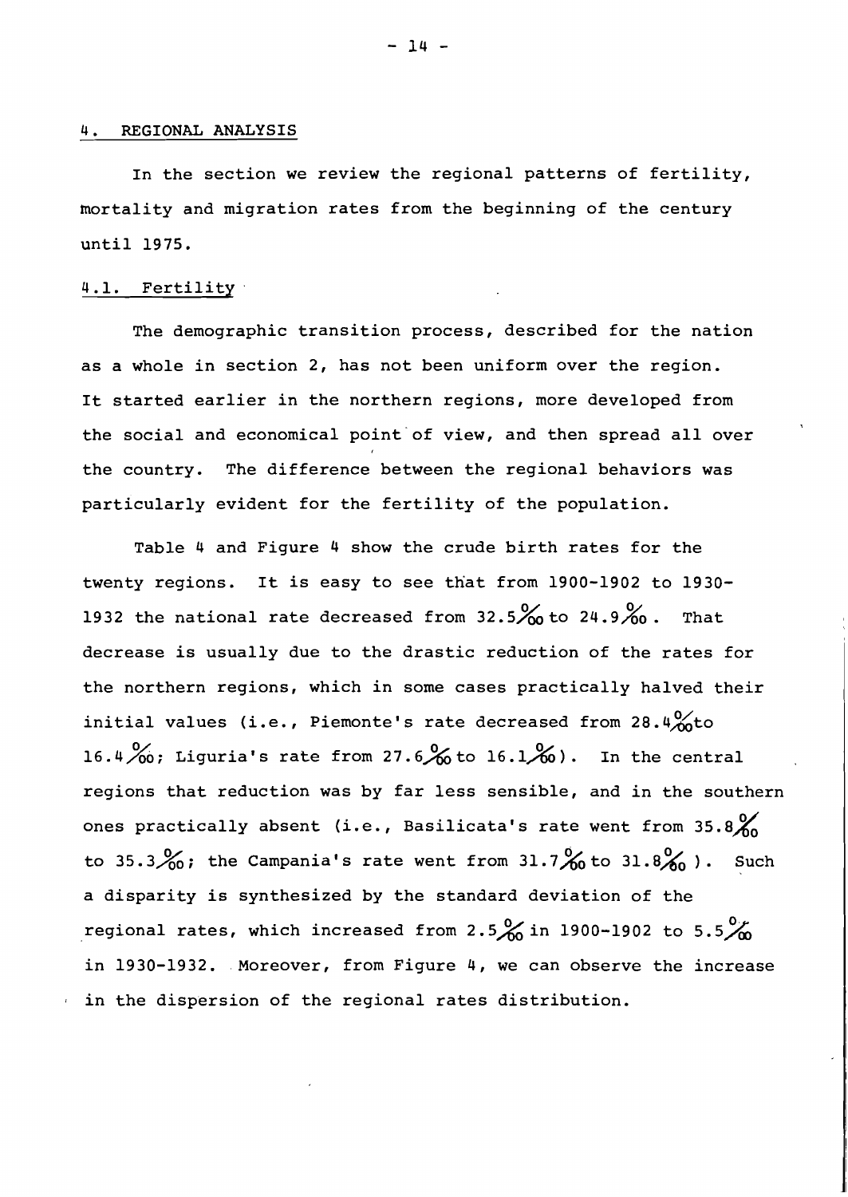## 4. REGIONAL ANALYSIS

In the section we review the regional patterns of fertility, mortality and migration rates from the beginning of the century until 1975.

### 4.1. Fertility

The demographic transition process, described for the nation as a whole in section 2, has not been uniform over the region. It started earlier in the northern regions, more developed from the social and economical point of view, and then spread all over the country. The difference between the regional behaviors was particularly evident for the fertility of the population.

Table 4 and Figure 4 show the crude birth rates for the twenty regions. It is easy to see that from 1900-1902 to 1930-1932 the national rate decreased from 32.5‰ to 24.9‰. That decrease is usually due to the drastic reduction of the rates for the northern regions, which in some cases practically halved their initial values (i.e., Piemonte's rate decreased from 28.4‰ to 16.4‰; Liguria's rate from 27.6‰ to 16.1‰). In the central regions that reduction was by far less sensible, and in the southern ones practically absent (i.e., Basilicata's rate went from 35.8‰ to 35.3‰; the Campania's rate went from 31.7‰ to 31.8‰). Such a disparity is synthesized by the standard deviation of the regional rates, which increased from 2.5‰ in 1900-1902 to 5.5‰ in 1930-1932. Moreover, from Figure 4, we can observe the increase in the dispersion of the regional rates distribution.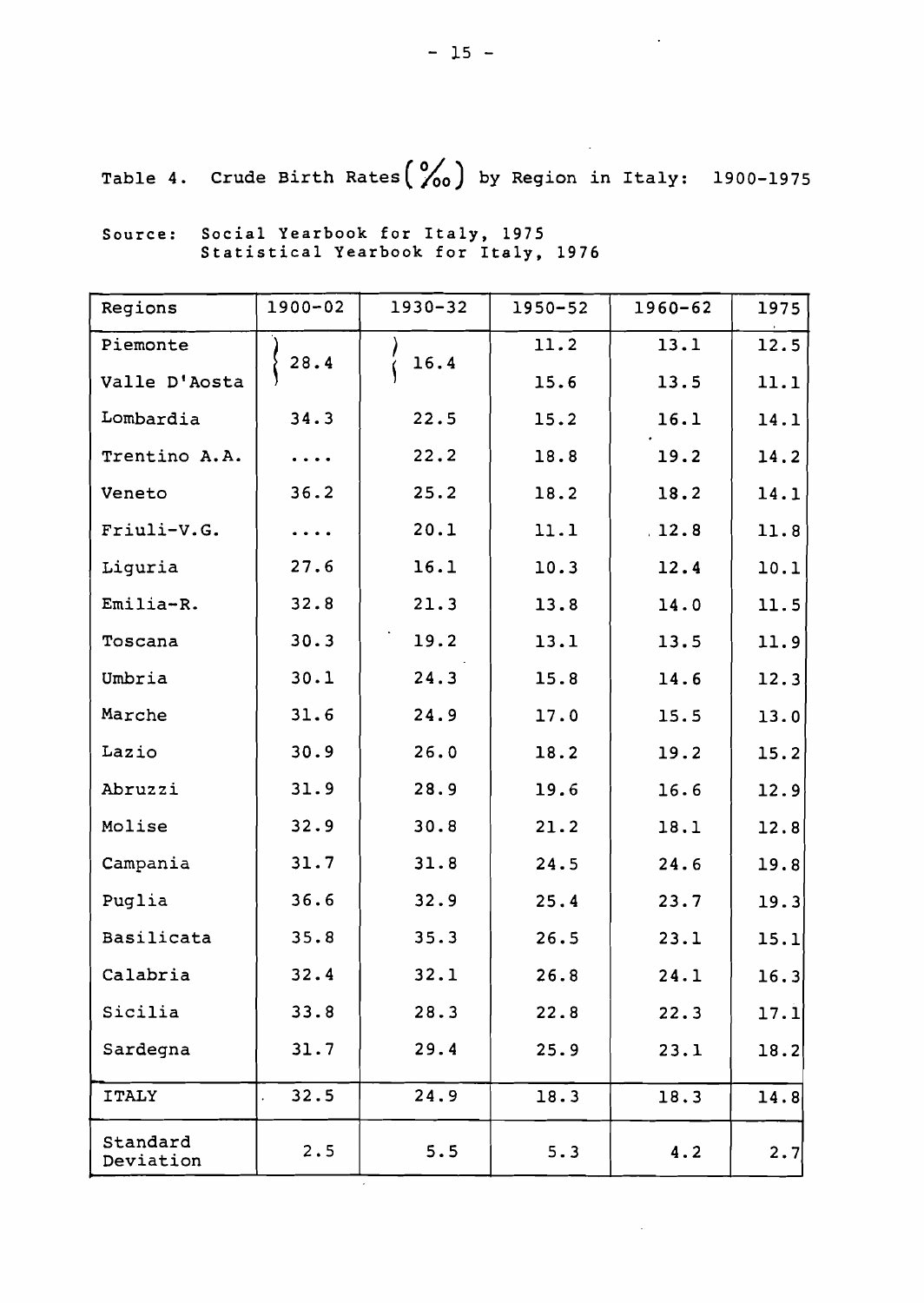Table 4. Crude Birth Rates (‰) by Region in Italy: 1900-1975

Source: Social Yearbook for Italy, 1975
Statistical Yearbook for Italy, 1976

| Regions | 1900-02 | 1930-32 | 1950-52 | 1960-62 | 1975 |
|---|---|---|---|---|---|
| Piemonte | 28.4 | 16.4 | 11.2 | 13.1 | 12.5 |
| Valle D'Aosta | | | 15.6 | 13.5 | 11.1 |
| Lombardia | 34.3 | 22.5 | 15.2 | 16.1 | 14.1 |
| Trentino A.A. | .... | 22.2 | 18.8 | 19.2 | 14.2 |
| Veneto | 36.2 | 25.2 | 18.2 | 18.2 | 14.1 |
| Friuli-V.G. | .... | 20.1 | 11.1 | 12.8 | 11.8 |
| Liguria | 27.6 | 16.1 | 10.3 | 12.4 | 10.1 |
| Emilia-R. | 32.8 | 21.3 | 13.8 | 14.0 | 11.5 |
| Toscana | 30.3 | 19.2 | 13.1 | 13.5 | 11.9 |
| Umbria | 30.1 | 24.3 | 15.8 | 14.6 | 12.3 |
| Marche | 31.6 | 24.9 | 17.0 | 15.5 | 13.0 |
| Lazio | 30.9 | 26.0 | 18.2 | 19.2 | 15.2 |
| Abruzzi | 31.9 | 28.9 | 19.6 | 16.6 | 12.9 |
| Molise | 32.9 | 30.8 | 21.2 | 18.1 | 12.8 |
| Campania | 31.7 | 31.8 | 24.5 | 24.6 | 19.8 |
| Puglia | 36.6 | 32.9 | 25.4 | 23.7 | 19.3 |
| Basilicata | 35.8 | 35.3 | 26.5 | 23.1 | 15.1 |
| Calabria | 32.4 | 32.1 | 26.8 | 24.1 | 16.3 |
| Sicilia | 33.8 | 28.3 | 22.8 | 22.3 | 17.1 |
| Sardegna | 31.7 | 29.4 | 25.9 | 23.1 | 18.2 |
| ITALY | 32.5 | 24.9 | 18.3 | 18.3 | 14.8 |
| Standard Deviation | 2.5 | 5.5 | 5.3 | 4.2 | 2.7 |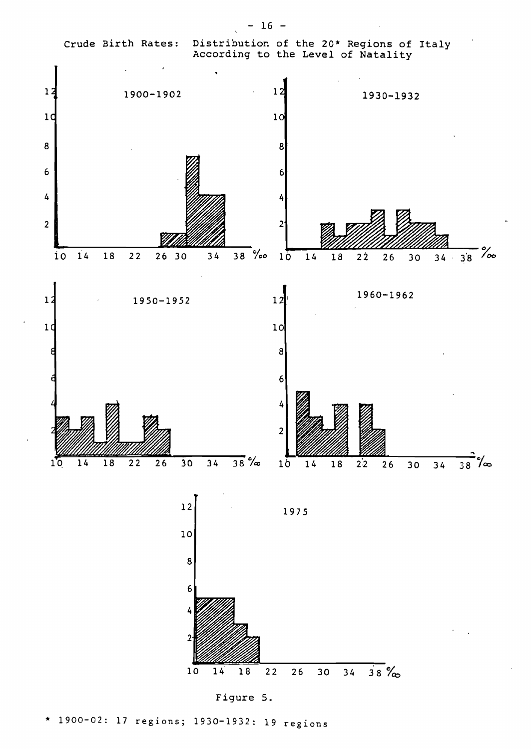Crude Birth Rates: Distribution of the 20* Regions of Italy According to the Level of Natality

1900-1902

1930-1932

1950-1952

1960-1962

1975

Figure 5.

\* 1900-02: 17 regions; 1930-1932: 19 regions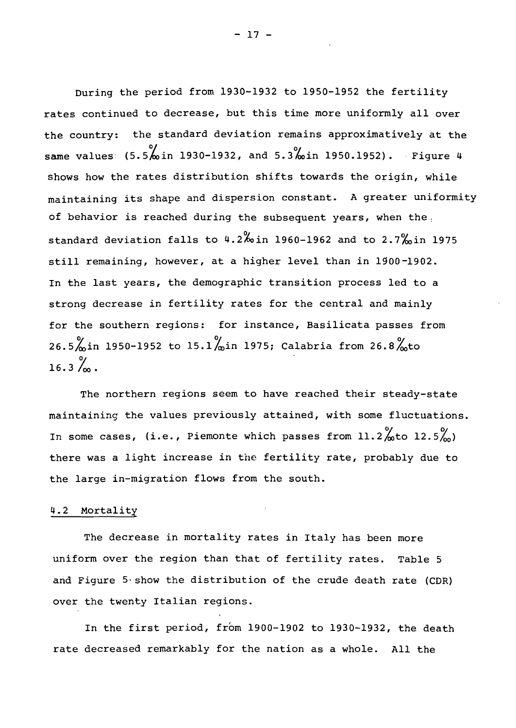During the period from 1930-1932 to 1950-1952 the fertility rates continued to decrease, but this time more uniformly all over the country: the standard deviation remains approximatively at the same values (5.5‰ in 1930-1932, and 5.3‰ in 1950.1952). Figure 4 shows how the rates distribution shifts towards the origin, while maintaining its shape and dispersion constant. A greater uniformity of behavior is reached during the subsequent years, when the standard deviation falls to 4.2‰ in 1960-1962 and to 2.7‰ in 1975 still remaining, however, at a higher level than in 1900-1902. In the last years, the demographic transition process led to a strong decrease in fertility rates for the central and mainly for the southern regions: for instance, Basilicata passes from 26.5‰ in 1950-1952 to 15.1‰ in 1975; Calabria from 26.8‰ to 16.3‰.

The northern regions seem to have reached their steady-state maintaining the values previously attained, with some fluctuations. In some cases, (i.e., Piemonte which passes from 11.2‰ to 12.5‰) there was a light increase in the fertility rate, probably due to the large in-migration flows from the south.

## 4.2 Mortality

The decrease in mortality rates in Italy has been more uniform over the region than that of fertility rates. Table 5 and Figure 5 show the distribution of the crude death rate (CDR) over the twenty Italian regions.

In the first period, from 1900-1902 to 1930-1932, the death rate decreased remarkably for the nation as a whole. All the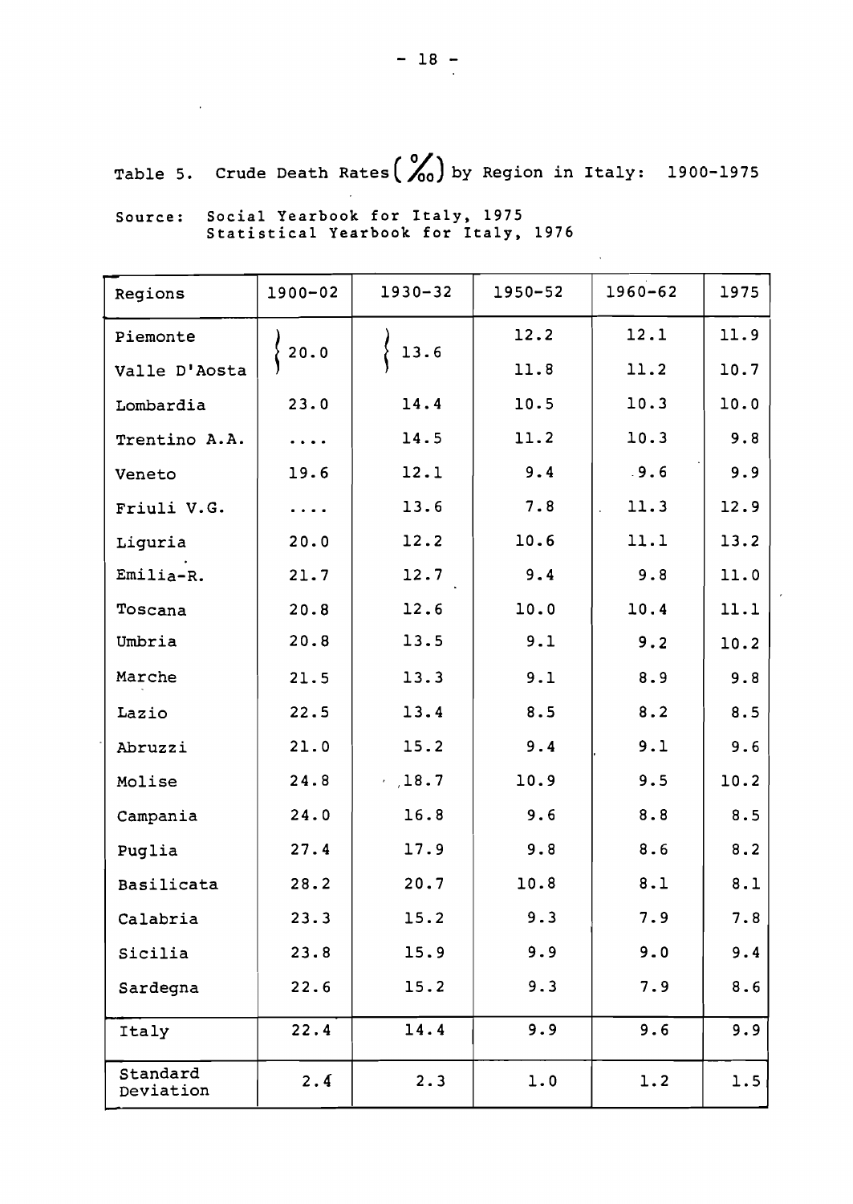Table 5. Crude Death Rates (‰) by Region in Italy: 1900-1975

Source: Social Yearbook for Italy, 1975
Statistical Yearbook for Italy, 1976

| Regions | 1900-02 | 1930-32 | 1950-52 | 1960-62 | 1975 |
|---|---|---|---|---|---|
| Piemonte | 20.0 | 13.6 | 12.2 | 12.1 | 11.9 |
| Valle D'Aosta | | | 11.8 | 11.2 | 10.7 |
| Lombardia | 23.0 | 14.4 | 10.5 | 10.3 | 10.0 |
| Trentino A.A. | .... | 14.5 | 11.2 | 10.3 | 9.8 |
| Veneto | 19.6 | 12.1 | 9.4 | 9.6 | 9.9 |
| Friuli V.G. | .... | 13.6 | 7.8 | 11.3 | 12.9 |
| Liguria | 20.0 | 12.2 | 10.6 | 11.1 | 13.2 |
| Emilia-R. | 21.7 | 12.7 | 9.4 | 9.8 | 11.0 |
| Toscana | 20.8 | 12.6 | 10.0 | 10.4 | 11.1 |
| Umbria | 20.8 | 13.5 | 9.1 | 9.2 | 10.2 |
| Marche | 21.5 | 13.3 | 9.1 | 8.9 | 9.8 |
| Lazio | 22.5 | 13.4 | 8.5 | 8.2 | 8.5 |
| Abruzzi | 21.0 | 15.2 | 9.4 | 9.1 | 9.6 |
| Molise | 24.8 | 18.7 | 10.9 | 9.5 | 10.2 |
| Campania | 24.0 | 16.8 | 9.6 | 8.8 | 8.5 |
| Puglia | 27.4 | 17.9 | 9.8 | 8.6 | 8.2 |
| Basilicata | 28.2 | 20.7 | 10.8 | 8.1 | 8.1 |
| Calabria | 23.3 | 15.2 | 9.3 | 7.9 | 7.8 |
| Sicilia | 23.8 | 15.9 | 9.9 | 9.0 | 9.4 |
| Sardegna | 22.6 | 15.2 | 9.3 | 7.9 | 8.6 |
| Italy | 22.4 | 14.4 | 9.9 | 9.6 | 9.9 |
| Standard Deviation | 2.4 | 2.3 | 1.0 | 1.2 | 1.5 |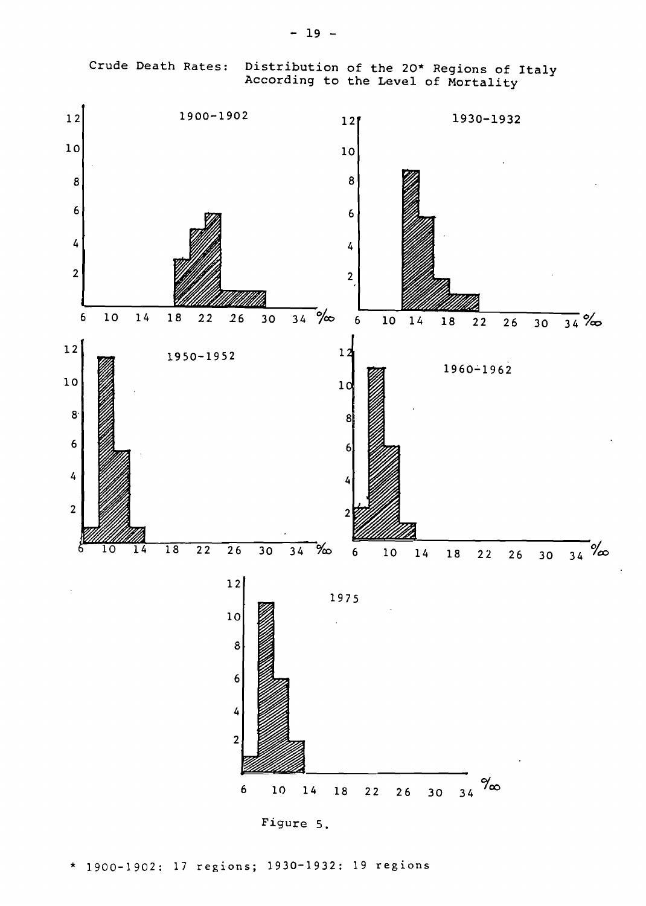Crude Death Rates: Distribution of the 20* Regions of Italy According to the Level of Mortality

Figure 5.

\* 1900-1902: 17 regions; 1930-1932: 19 regions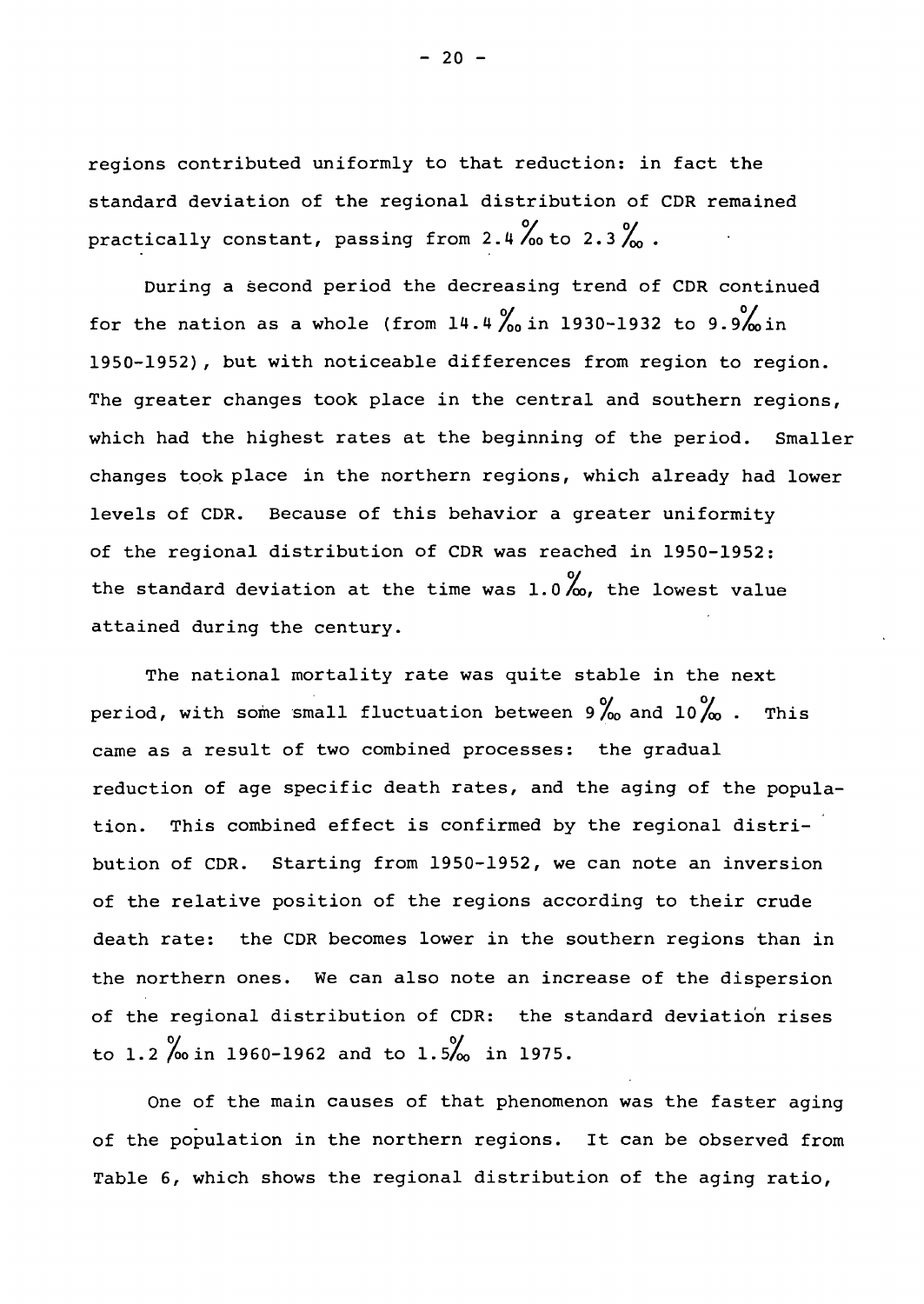regions contributed uniformly to that reduction: in fact the standard deviation of the regional distribution of CDR remained practically constant, passing from 2.4 ‰ to 2.3 ‰ .

During a second period the decreasing trend of CDR continued for the nation as a whole (from 14.4 ‰ in 1930-1932 to 9.9‰ in 1950-1952), but with noticeable differences from region to region. The greater changes took place in the central and southern regions, which had the highest rates at the beginning of the period. Smaller changes took place in the northern regions, which already had lower levels of CDR. Because of this behavior a greater uniformity of the regional distribution of CDR was reached in 1950-1952: the standard deviation at the time was 1.0 ‰, the lowest value attained during the century.

The national mortality rate was quite stable in the next period, with some small fluctuation between 9 ‰ and 10 ‰ . This came as a result of two combined processes: the gradual reduction of age specific death rates, and the aging of the population. This combined effect is confirmed by the regional distribution of CDR. Starting from 1950-1952, we can note an inversion of the relative position of the regions according to their crude death rate: the CDR becomes lower in the southern regions than in the northern ones. We can also note an increase of the dispersion of the regional distribution of CDR: the standard deviation rises to 1.2 ‰ in 1960-1962 and to 1.5‰ in 1975.

One of the main causes of that phenomenon was the faster aging of the population in the northern regions. It can be observed from Table 6, which shows the regional distribution of the aging ratio,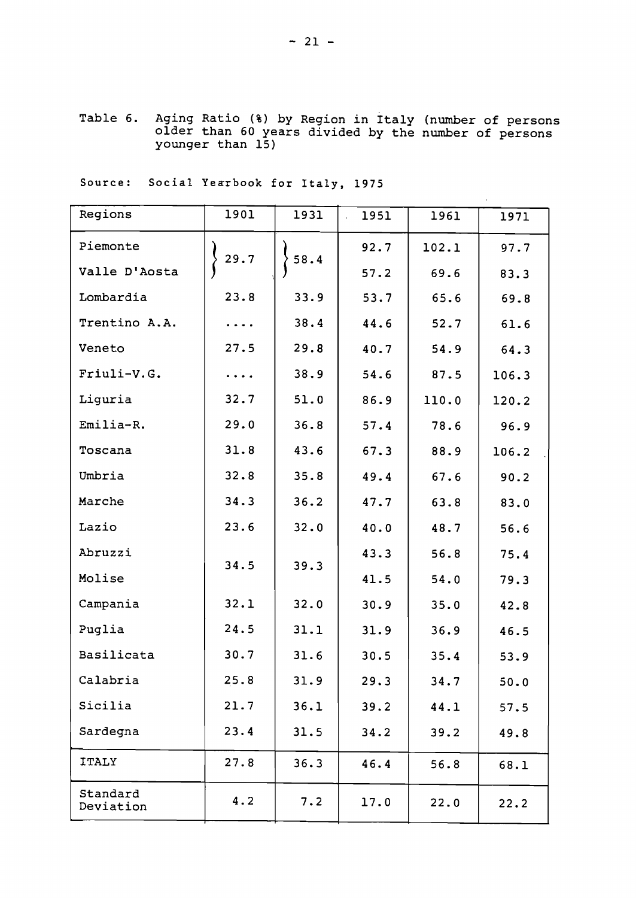Table 6. Aging Ratio (%) by Region in Italy (number of persons older than 60 years divided by the number of persons younger than 15)

Source: Social Yearbook for Italy, 1975

| Regions | 1901 | 1931 | 1951 | 1961 | 1971 |
|---|---|---|---|---|---|
| Piemonte | 29.7 | 58.4 | 92.7 | 102.1 | 97.7 |
| Valle D'Aosta | | | 57.2 | 69.6 | 83.3 |
| Lombardia | 23.8 | 33.9 | 53.7 | 65.6 | 69.8 |
| Trentino A.A. | .... | 38.4 | 44.6 | 52.7 | 61.6 |
| Veneto | 27.5 | 29.8 | 40.7 | 54.9 | 64.3 |
| Friuli-V.G. | .... | 38.9 | 54.6 | 87.5 | 106.3 |
| Liguria | 32.7 | 51.0 | 86.9 | 110.0 | 120.2 |
| Emilia-R. | 29.0 | 36.8 | 57.4 | 78.6 | 96.9 |
| Toscana | 31.8 | 43.6 | 67.3 | 88.9 | 106.2 |
| Umbria | 32.8 | 35.8 | 49.4 | 67.6 | 90.2 |
| Marche | 34.3 | 36.2 | 47.7 | 63.8 | 83.0 |
| Lazio | 23.6 | 32.0 | 40.0 | 48.7 | 56.6 |
| Abruzzi | 34.5 | 39.3 | 43.3 | 56.8 | 75.4 |
| Molise | | | 41.5 | 54.0 | 79.3 |
| Campania | 32.1 | 32.0 | 30.9 | 35.0 | 42.8 |
| Puglia | 24.5 | 31.1 | 31.9 | 36.9 | 46.5 |
| Basilicata | 30.7 | 31.6 | 30.5 | 35.4 | 53.9 |
| Calabria | 25.8 | 31.9 | 29.3 | 34.7 | 50.0 |
| Sicilia | 21.7 | 36.1 | 39.2 | 44.1 | 57.5 |
| Sardegna | 23.4 | 31.5 | 34.2 | 39.2 | 49.8 |
| ITALY | 27.8 | 36.3 | 46.4 | 56.8 | 68.1 |
| Standard Deviation | 4.2 | 7.2 | 17.0 | 22.0 | 22.2 |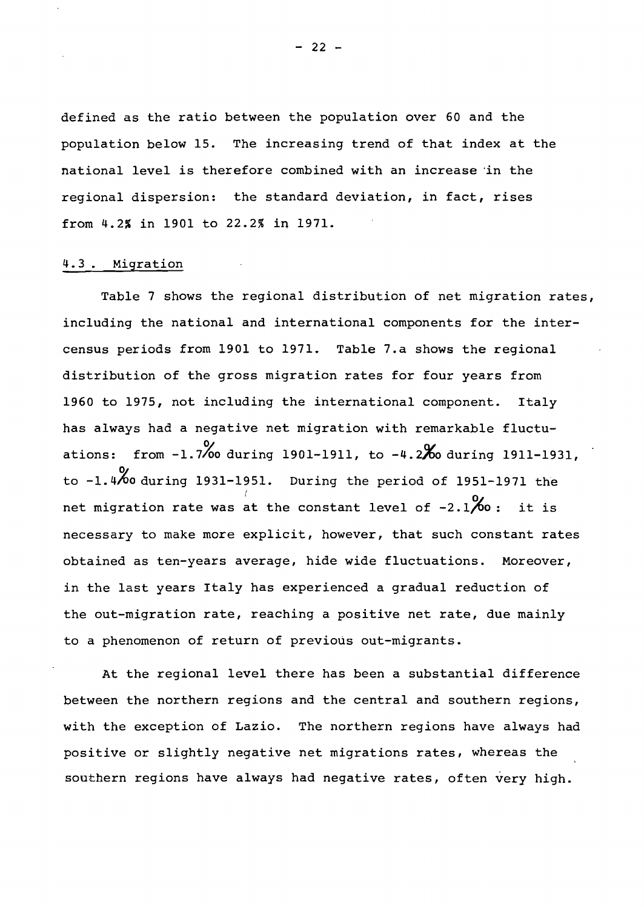defined as the ratio between the population over 60 and the population below 15. The increasing trend of that index at the national level is therefore combined with an increase in the regional dispersion: the standard deviation, in fact, rises from 4.2% in 1901 to 22.2% in 1971.

## 4.3 . Migration

Table 7 shows the regional distribution of net migration rates, including the national and international components for the inter-census periods from 1901 to 1971. Table 7.a shows the regional distribution of the gross migration rates for four years from 1960 to 1975, not including the international component. Italy has always had a negative net migration with remarkable fluctuations: from -1.7‰ during 1901-1911, to -4.2‰ during 1911-1931, to -1.4‰ during 1931-1951. During the period of 1951-1971 the net migration rate was at the constant level of -2.1‰ : it is necessary to make more explicit, however, that such constant rates obtained as ten-years average, hide wide fluctuations. Moreover, in the last years Italy has experienced a gradual reduction of the out-migration rate, reaching a positive net rate, due mainly to a phenomenon of return of previous out-migrants.

At the regional level there has been a substantial difference between the northern regions and the central and southern regions, with the exception of Lazio. The northern regions have always had positive or slightly negative net migrations rates, whereas the southern regions have always had negative rates, often very high.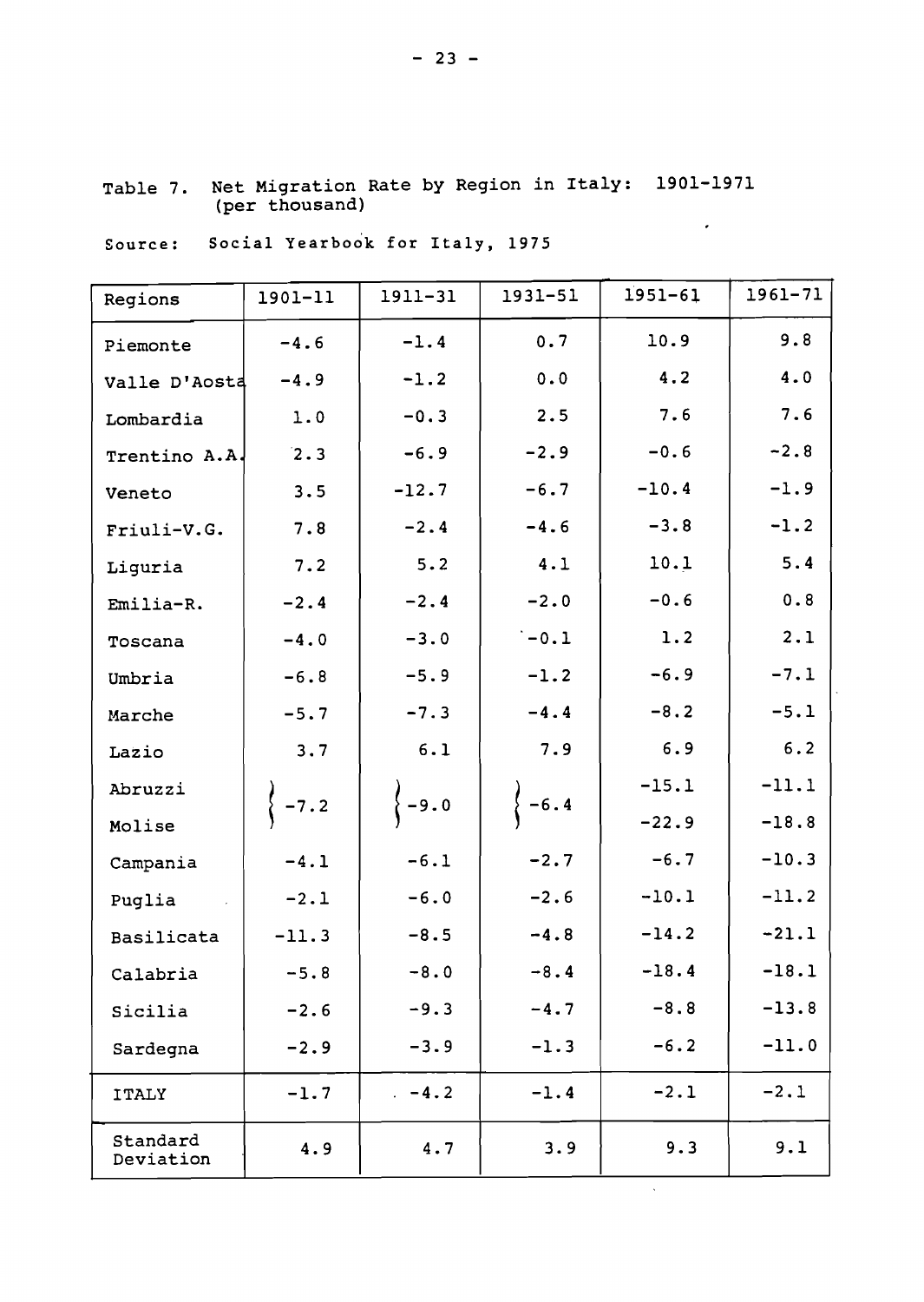Table 7. Net Migration Rate by Region in Italy: 1901-1971 (per thousand)

Source: Social Yearbook for Italy, 1975

| Regions | 1901-11 | 1911-31 | 1931-51 | 1951-61 | 1961-71 |
|---|---|---|---|---|---|
| Piemonte | -4.6 | -1.4 | 0.7 | 10.9 | 9.8 |
| Valle D'Aosta | -4.9 | -1.2 | 0.0 | 4.2 | 4.0 |
| Lombardia | 1.0 | -0.3 | 2.5 | 7.6 | 7.6 |
| Trentino A.A. | 2.3 | -6.9 | -2.9 | -0.6 | -2.8 |
| Veneto | 3.5 | -12.7 | -6.7 | -10.4 | -1.9 |
| Friuli-V.G. | 7.8 | -2.4 | -4.6 | -3.8 | -1.2 |
| Liguria | 7.2 | 5.2 | 4.1 | 10.1 | 5.4 |
| Emilia-R. | -2.4 | -2.4 | -2.0 | -0.6 | 0.8 |
| Toscana | -4.0 | -3.0 | -0.1 | 1.2 | 2.1 |
| Umbria | -6.8 | -5.9 | -1.2 | -6.9 | -7.1 |
| Marche | -5.7 | -7.3 | -4.4 | -8.2 | -5.1 |
| Lazio | 3.7 | 6.1 | 7.9 | 6.9 | 6.2 |
| Abruzzi | -7.2 | -9.0 | -6.4 | -15.1 | -11.1 |
| Molise | | | | -22.9 | -18.8 |
| Campania | -4.1 | -6.1 | -2.7 | -6.7 | -10.3 |
| Puglia | -2.1 | -6.0 | -2.6 | -10.1 | -11.2 |
| Basilicata | -11.3 | -8.5 | -4.8 | -14.2 | -21.1 |
| Calabria | -5.8 | -8.0 | -8.4 | -18.4 | -18.1 |
| Sicilia | -2.6 | -9.3 | -4.7 | -8.8 | -13.8 |
| Sardegna | -2.9 | -3.9 | -1.3 | -6.2 | -11.0 |
| ITALY | -1.7 | -4.2 | -1.4 | -2.1 | -2.1 |
| Standard Deviation | 4.9 | 4.7 | 3.9 | 9.3 | 9.1 |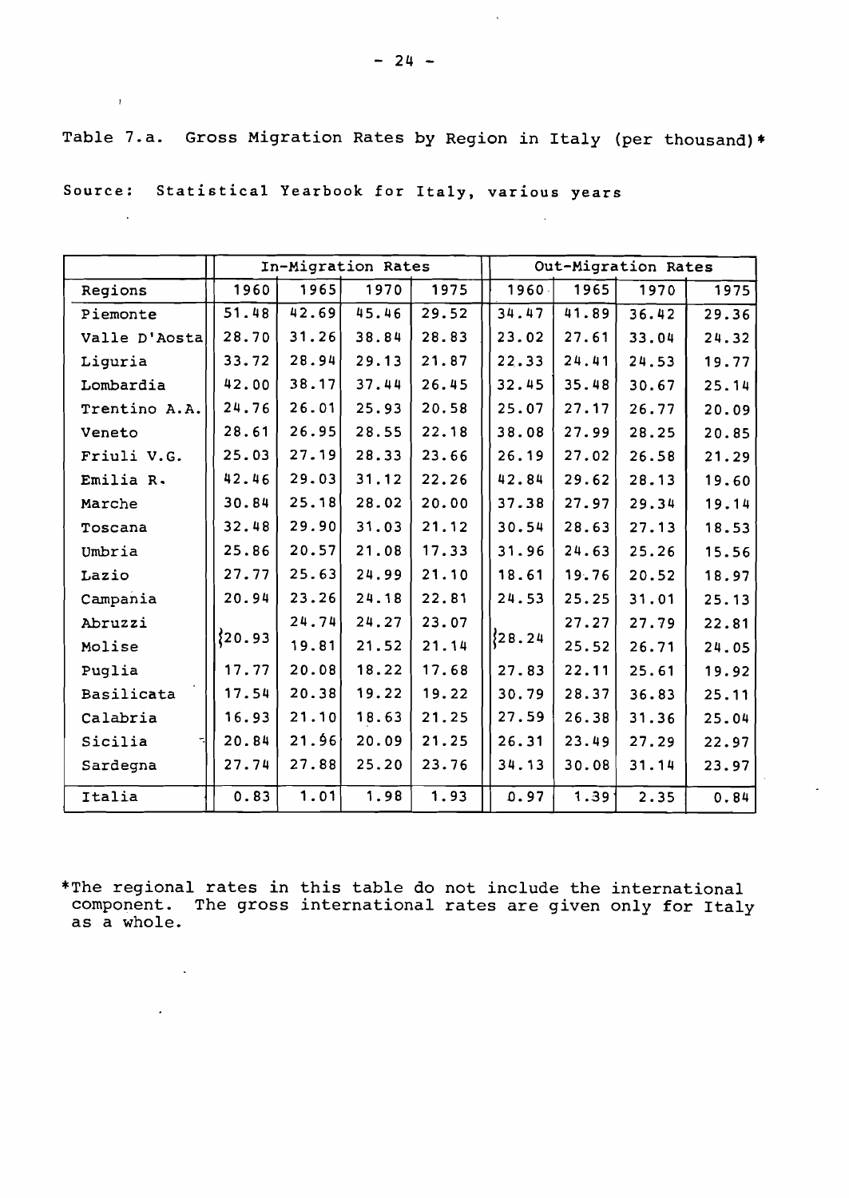Table 7.a. Gross Migration Rates by Region in Italy (per thousand)*

Source: Statistical Yearbook for Italy, various years

| | In-Migration Rates | | | | Out-Migration Rates | | | |
|---|---|---|---|---|---|---|---|---|
| Regions | 1960 | 1965 | 1970 | 1975 | 1960 | 1965 | 1970 | 1975 |
| Piemonte | 51.48 | 42.69 | 45.46 | 29.52 | 34.47 | 41.89 | 36.42 | 29.36 |
| Valle D'Aosta | 28.70 | 31.26 | 38.84 | 28.83 | 23.02 | 27.61 | 33.04 | 24.32 |
| Liguria | 33.72 | 28.94 | 29.13 | 21.87 | 22.33 | 24.41 | 24.53 | 19.77 |
| Lombardia | 42.00 | 38.17 | 37.44 | 26.45 | 32.45 | 35.48 | 30.67 | 25.14 |
| Trentino A.A. | 24.76 | 26.01 | 25.93 | 20.58 | 25.07 | 27.17 | 26.77 | 20.09 |
| Veneto | 28.61 | 26.95 | 28.55 | 22.18 | 38.08 | 27.99 | 28.25 | 20.85 |
| Friuli V.G. | 25.03 | 27.19 | 28.33 | 23.66 | 26.19 | 27.02 | 26.58 | 21.29 |
| Emilia R. | 42.46 | 29.03 | 31.12 | 22.26 | 42.84 | 29.62 | 28.13 | 19.60 |
| Marche | 30.84 | 25.18 | 28.02 | 20.00 | 37.38 | 27.97 | 29.34 | 19.14 |
| Toscana | 32.48 | 29.90 | 31.03 | 21.12 | 30.54 | 28.63 | 27.13 | 18.53 |
| Umbria | 25.86 | 20.57 | 21.08 | 17.33 | 31.96 | 24.63 | 25.26 | 15.56 |
| Lazio | 27.77 | 25.63 | 24.99 | 21.10 | 18.61 | 19.76 | 20.52 | 18.97 |
| Campania | 20.94 | 23.26 | 24.18 | 22.81 | 24.53 | 25.25 | 31.01 | 25.13 |
| Abruzzi | 20.93 (Abruzzi and Molise combined) | 24.74 | 24.27 | 23.07 | 28.24 (Abruzzi and Molise combined) | 27.27 | 27.79 | 22.81 |
| Molise | | 19.81 | 21.52 | 21.14 | | 25.52 | 26.71 | 24.05 |
| Puglia | 17.77 | 20.08 | 18.22 | 17.68 | 27.83 | 22.11 | 25.61 | 19.92 |
| Basilicata | 17.54 | 20.38 | 19.22 | 19.22 | 30.79 | 28.37 | 36.83 | 25.11 |
| Calabria | 16.93 | 21.10 | 18.63 | 21.25 | 27.59 | 26.38 | 31.36 | 25.04 |
| Sicilia | 20.84 | 21.96 | 20.09 | 21.25 | 26.31 | 23.49 | 27.29 | 22.97 |
| Sardegna | 27.74 | 27.88 | 25.20 | 23.76 | 34.13 | 30.08 | 31.14 | 23.97 |
| Italia | 0.83 | 1.01 | 1.98 | 1.93 | 0.97 | 1.39 | 2.35 | 0.84 |

*The regional rates in this table do not include the international component. The gross international rates are given only for Italy as a whole.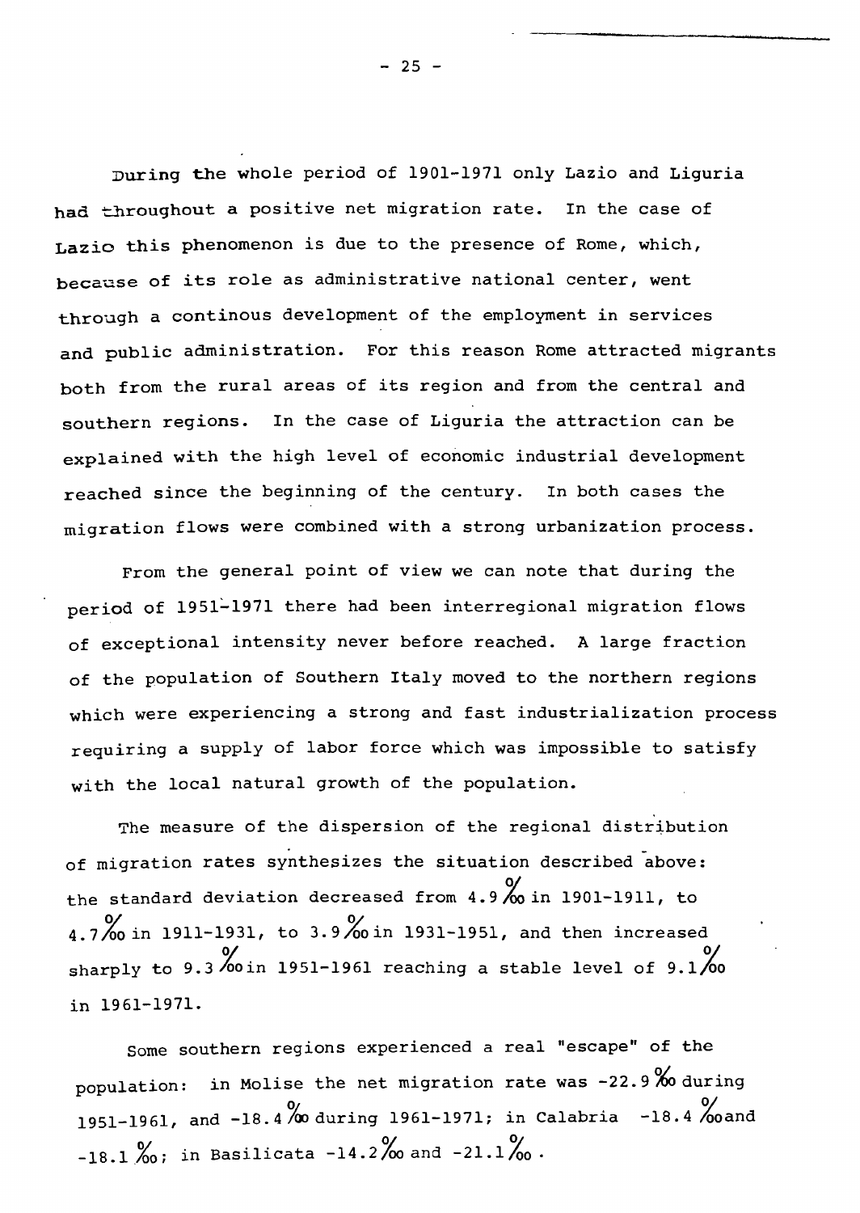During the whole period of 1901-1971 only Lazio and Liguria had throughout a positive net migration rate. In the case of Lazio this phenomenon is due to the presence of Rome, which, because of its role as administrative national center, went through a continous development of the employment in services and public administration. For this reason Rome attracted migrants both from the rural areas of its region and from the central and southern regions. In the case of Liguria the attraction can be explained with the high level of economic industrial development reached since the beginning of the century. In both cases the migration flows were combined with a strong urbanization process.

From the general point of view we can note that during the period of 1951-1971 there had been interregional migration flows of exceptional intensity never before reached. A large fraction of the population of Southern Italy moved to the northern regions which were experiencing a strong and fast industrialization process requiring a supply of labor force which was impossible to satisfy with the local natural growth of the population.

The measure of the dispersion of the regional distribution of migration rates synthesizes the situation described above: the standard deviation decreased from 4.9 ‰ in 1901-1911, to 4.7 ‰ in 1911-1931, to 3.9 ‰ in 1931-1951, and then increased sharply to 9.3 ‰ in 1951-1961 reaching a stable level of 9.1 ‰ in 1961-1971.

Some southern regions experienced a real "escape" of the population: in Molise the net migration rate was -22.9 ‰ during 1951-1961, and -18.4 ‰ during 1961-1971; in Calabria -18.4 ‰ and -18.1 ‰; in Basilicata -14.2 ‰ and -21.1 ‰.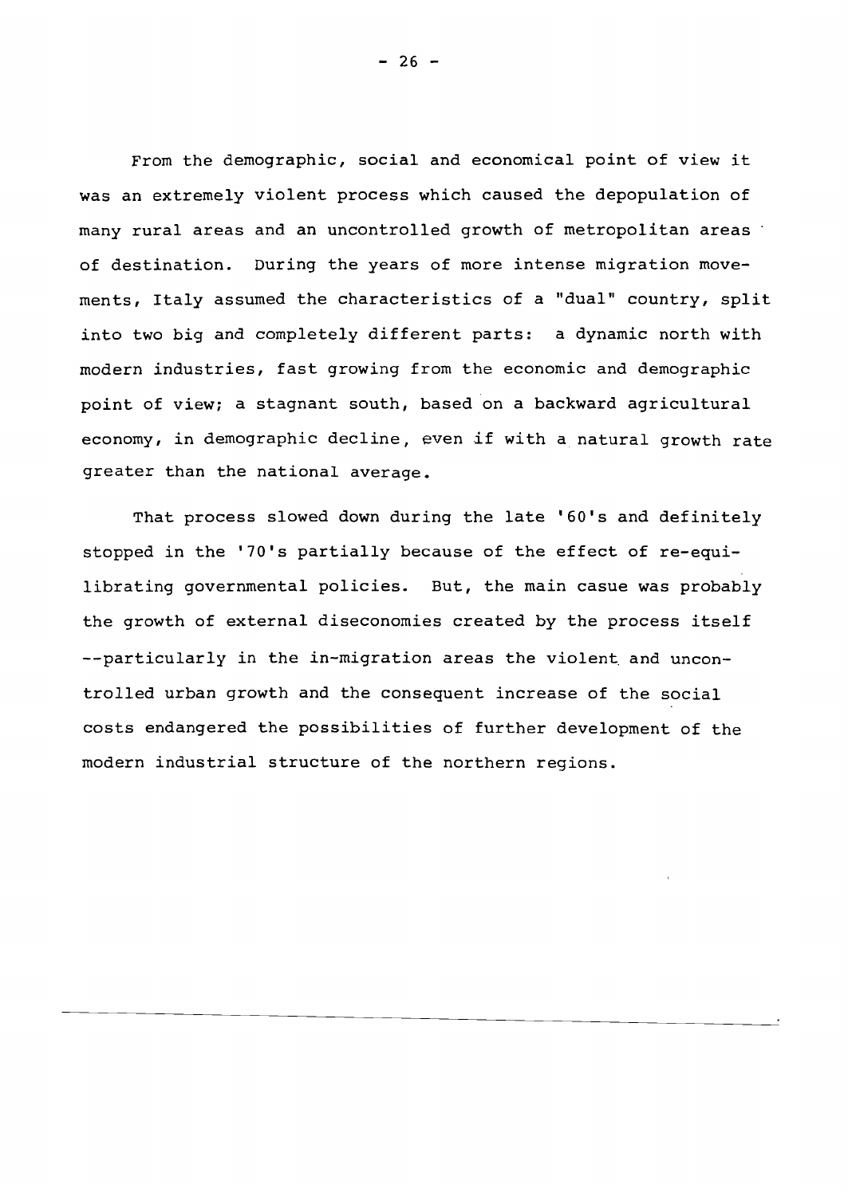From the demographic, social and economical point of view it was an extremely violent process which caused the depopulation of many rural areas and an uncontrolled growth of metropolitan areas of destination. During the years of more intense migration movements, Italy assumed the characteristics of a "dual" country, split into two big and completely different parts: a dynamic north with modern industries, fast growing from the economic and demographic point of view; a stagnant south, based on a backward agricultural economy, in demographic decline, even if with a natural growth rate greater than the national average.

That process slowed down during the late '60's and definitely stopped in the '70's partially because of the effect of re-equilibrating governmental policies. But, the main casue was probably the growth of external diseconomies created by the process itself --particularly in the in-migration areas the violent and uncontrolled urban growth and the consequent increase of the social costs endangered the possibilities of further development of the modern industrial structure of the northern regions.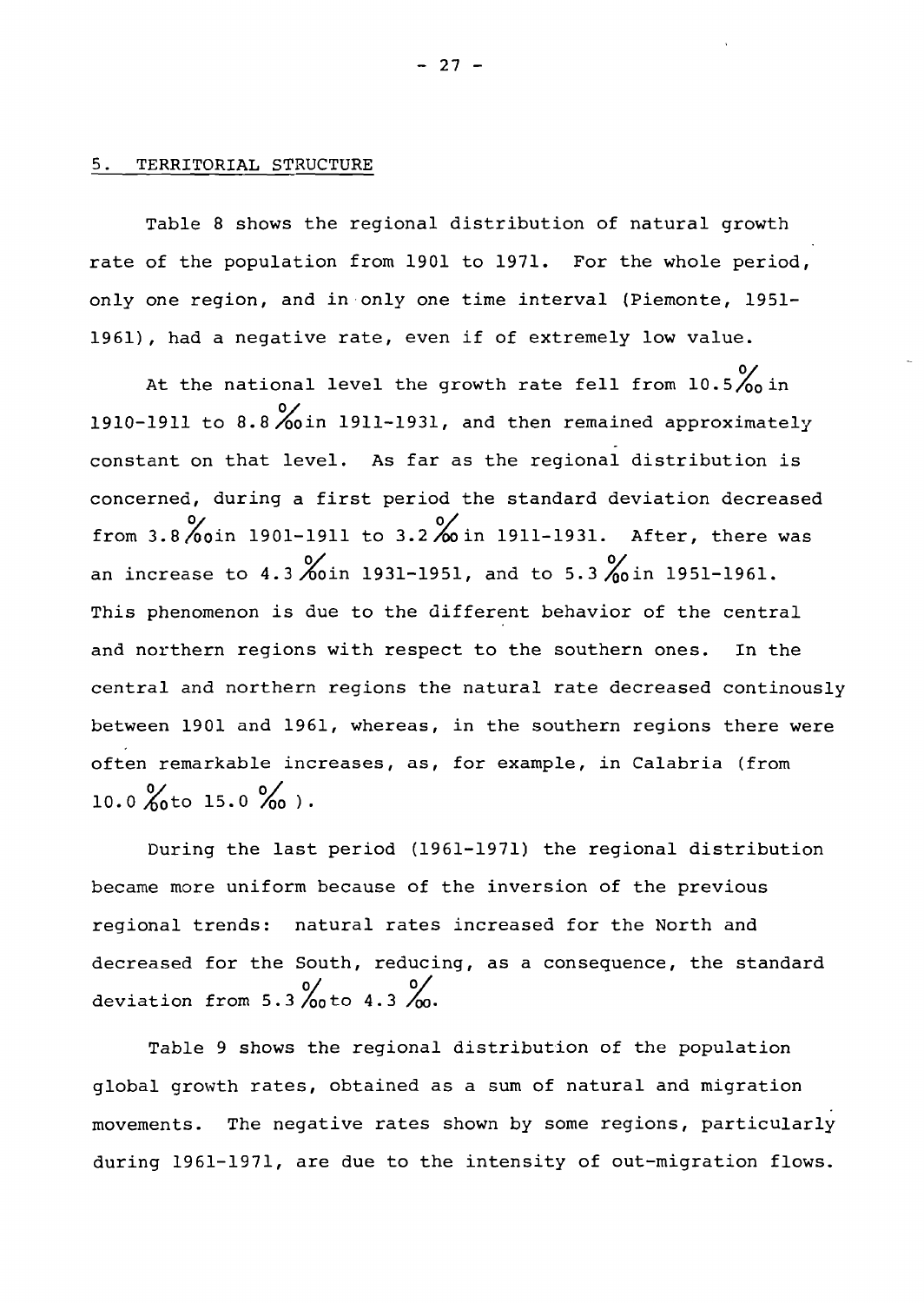## 5. TERRITORIAL STRUCTURE

Table 8 shows the regional distribution of natural growth rate of the population from 1901 to 1971. For the whole period, only one region, and in only one time interval (Piemonte, 1951-1961), had a negative rate, even if of extremely low value.

At the national level the growth rate fell from 10.5 ‰ in 1910-1911 to 8.8 ‰ in 1911-1931, and then remained approximately constant on that level. As far as the regional distribution is concerned, during a first period the standard deviation decreased from 3.8 ‰ in 1901-1911 to 3.2 ‰ in 1911-1931. After, there was an increase to 4.3 ‰ in 1931-1951, and to 5.3 ‰ in 1951-1961. This phenomenon is due to the different behavior of the central and northern regions with respect to the southern ones. In the central and northern regions the natural rate decreased continously between 1901 and 1961, whereas, in the southern regions there were often remarkable increases, as, for example, in Calabria (from 10.0 ‰ to 15.0 ‰ ).

During the last period (1961-1971) the regional distribution became more uniform because of the inversion of the previous regional trends: natural rates increased for the North and decreased for the South, reducing, as a consequence, the standard deviation from 5.3 ‰ to 4.3 ‰.

Table 9 shows the regional distribution of the population global growth rates, obtained as a sum of natural and migration movements. The negative rates shown by some regions, particularly during 1961-1971, are due to the intensity of out-migration flows.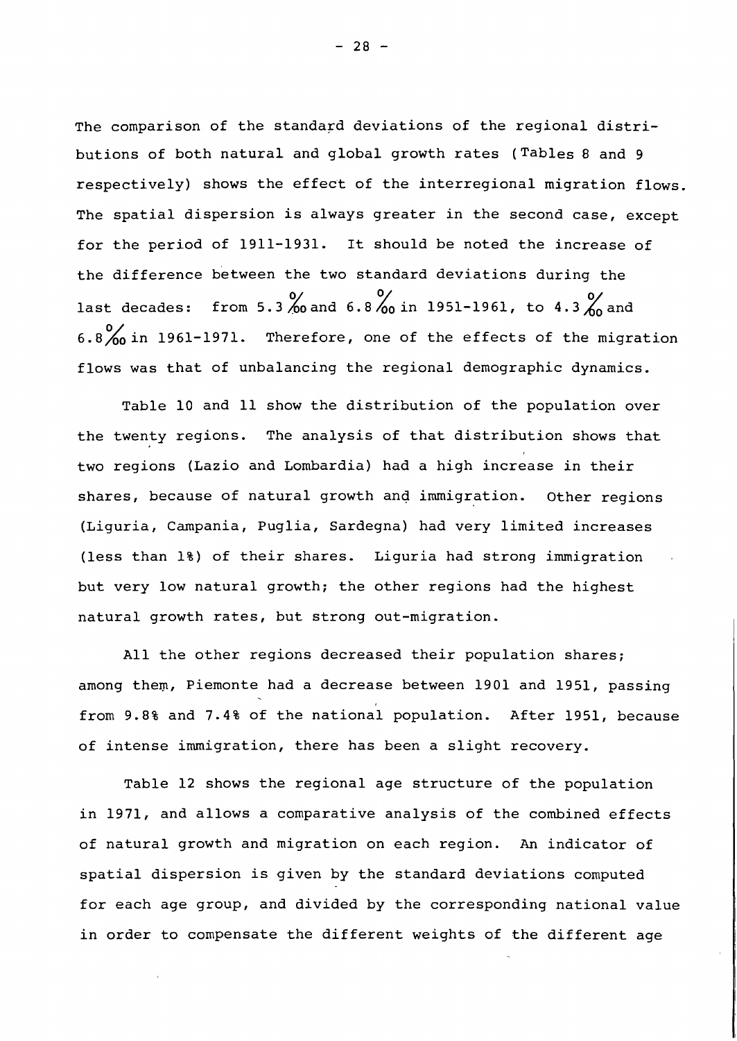The comparison of the standard deviations of the regional distributions of both natural and global growth rates (Tables 8 and 9 respectively) shows the effect of the interregional migration flows. The spatial dispersion is always greater in the second case, except for the period of 1911-1931. It should be noted the increase of the difference between the two standard deviations during the last decades: from 5.3 ‰ and 6.8 ‰ in 1951-1961, to 4.3 ‰ and 6.8 ‰ in 1961-1971. Therefore, one of the effects of the migration flows was that of unbalancing the regional demographic dynamics.

Table 10 and 11 show the distribution of the population over the twenty regions. The analysis of that distribution shows that two regions (Lazio and Lombardia) had a high increase in their shares, because of natural growth and immigration. Other regions (Liguria, Campania, Puglia, Sardegna) had very limited increases (less than 1%) of their shares. Liguria had strong immigration but very low natural growth; the other regions had the highest natural growth rates, but strong out-migration.

All the other regions decreased their population shares; among them, Piemonte had a decrease between 1901 and 1951, passing from 9.8% and 7.4% of the national population. After 1951, because of intense immigration, there has been a slight recovery.

Table 12 shows the regional age structure of the population in 1971, and allows a comparative analysis of the combined effects of natural growth and migration on each region. An indicator of spatial dispersion is given by the standard deviations computed for each age group, and divided by the corresponding national value in order to compensate the different weights of the different age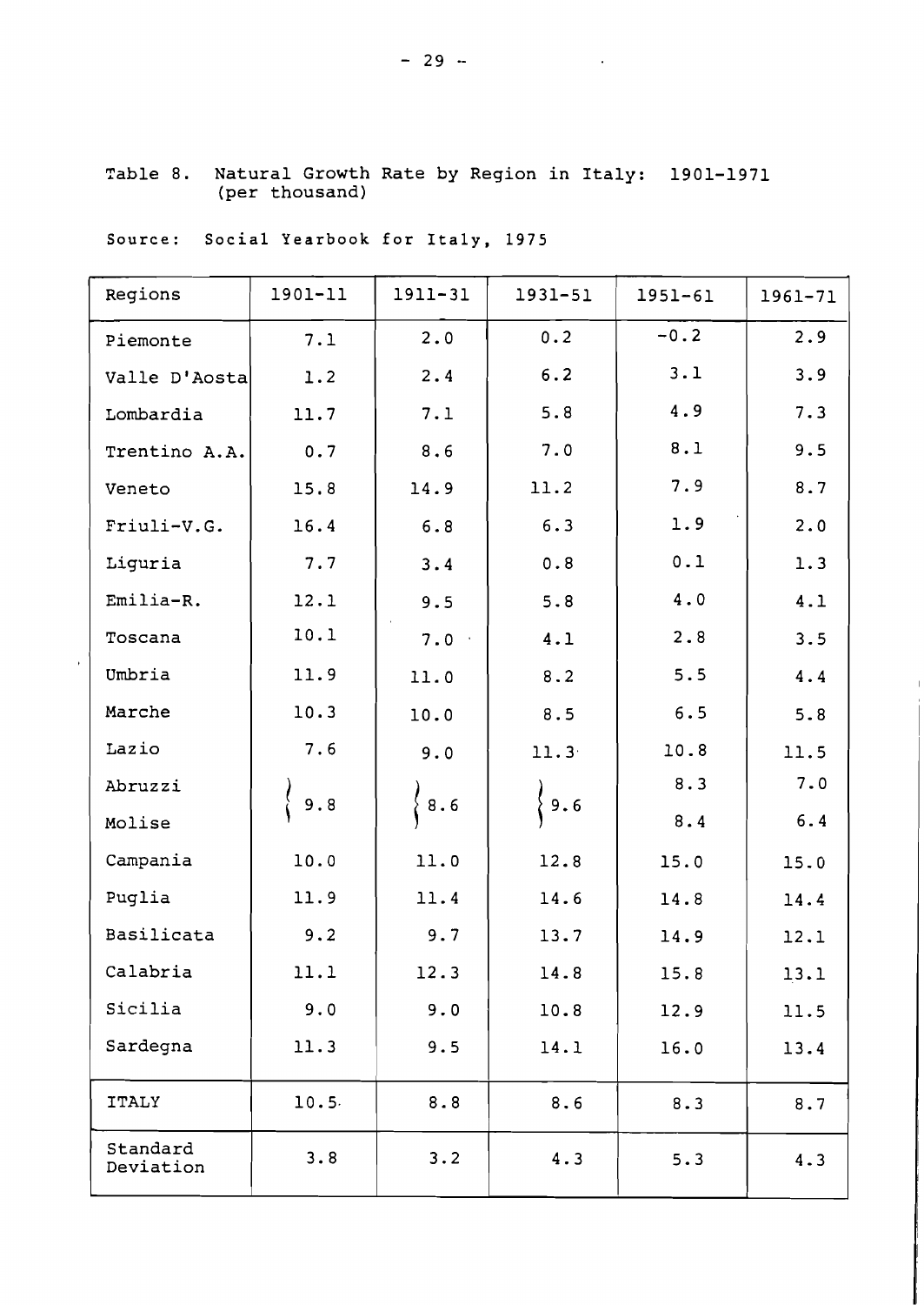Table 8. Natural Growth Rate by Region in Italy: 1901-1971 (per thousand)

Source: Social Yearbook for Italy, 1975

| Regions | 1901-11 | 1911-31 | 1931-51 | 1951-61 | 1961-71 |
|---|---|---|---|---|---|
| Piemonte | 7.1 | 2.0 | 0.2 | -0.2 | 2.9 |
| Valle D'Aosta | 1.2 | 2.4 | 6.2 | 3.1 | 3.9 |
| Lombardia | 11.7 | 7.1 | 5.8 | 4.9 | 7.3 |
| Trentino A.A. | 0.7 | 8.6 | 7.0 | 8.1 | 9.5 |
| Veneto | 15.8 | 14.9 | 11.2 | 7.9 | 8.7 |
| Friuli-V.G. | 16.4 | 6.8 | 6.3 | 1.9 | 2.0 |
| Liguria | 7.7 | 3.4 | 0.8 | 0.1 | 1.3 |
| Emilia-R. | 12.1 | 9.5 | 5.8 | 4.0 | 4.1 |
| Toscana | 10.1 | 7.0 | 4.1 | 2.8 | 3.5 |
| Umbria | 11.9 | 11.0 | 8.2 | 5.5 | 4.4 |
| Marche | 10.3 | 10.0 | 8.5 | 6.5 | 5.8 |
| Lazio | 7.6 | 9.0 | 11.3 | 10.8 | 11.5 |
| Abruzzi | 9.8 | 8.6 | 9.6 | 8.3 | 7.0 |
| Molise | | | | 8.4 | 6.4 |
| Campania | 10.0 | 11.0 | 12.8 | 15.0 | 15.0 |
| Puglia | 11.9 | 11.4 | 14.6 | 14.8 | 14.4 |
| Basilicata | 9.2 | 9.7 | 13.7 | 14.9 | 12.1 |
| Calabria | 11.1 | 12.3 | 14.8 | 15.8 | 13.1 |
| Sicilia | 9.0 | 9.0 | 10.8 | 12.9 | 11.5 |
| Sardegna | 11.3 | 9.5 | 14.1 | 16.0 | 13.4 |
| ITALY | 10.5 | 8.8 | 8.6 | 8.3 | 8.7 |
| Standard Deviation | 3.8 | 3.2 | 4.3 | 5.3 | 4.3 |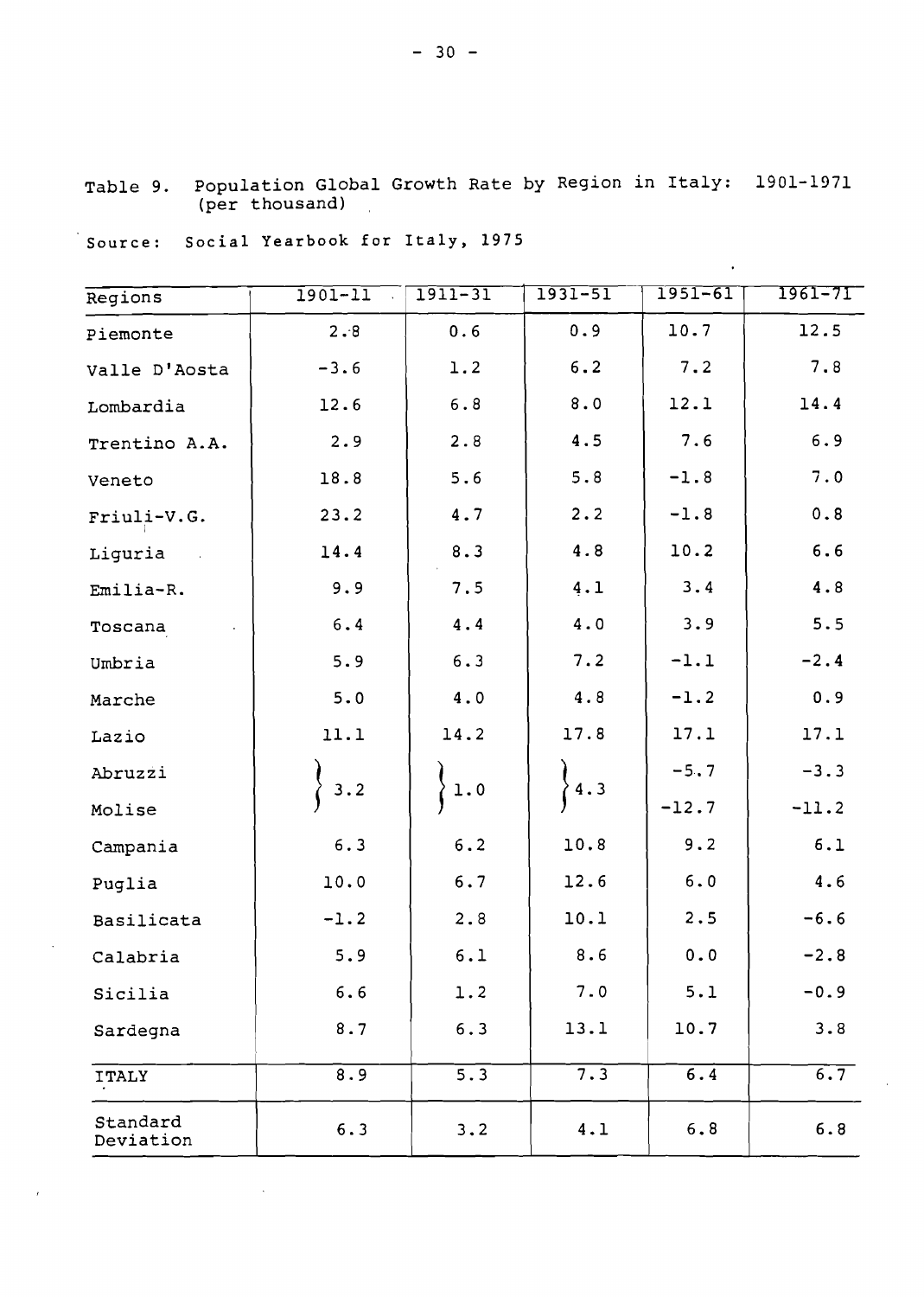Table 9. Population Global Growth Rate by Region in Italy: 1901-1971 (per thousand)

Source: Social Yearbook for Italy, 1975

| Regions | 1901-11 | 1911-31 | 1931-51 | 1951-61 | 1961-71 |
|---|---|---|---|---|---|
| Piemonte | 2.8 | 0.6 | 0.9 | 10.7 | 12.5 |
| Valle D'Aosta | -3.6 | 1.2 | 6.2 | 7.2 | 7.8 |
| Lombardia | 12.6 | 6.8 | 8.0 | 12.1 | 14.4 |
| Trentino A.A. | 2.9 | 2.8 | 4.5 | 7.6 | 6.9 |
| Veneto | 18.8 | 5.6 | 5.8 | -1.8 | 7.0 |
| Friuli-V.G. | 23.2 | 4.7 | 2.2 | -1.8 | 0.8 |
| Liguria | 14.4 | 8.3 | 4.8 | 10.2 | 6.6 |
| Emilia-R. | 9.9 | 7.5 | 4.1 | 3.4 | 4.8 |
| Toscana | 6.4 | 4.4 | 4.0 | 3.9 | 5.5 |
| Umbria | 5.9 | 6.3 | 7.2 | -1.1 | -2.4 |
| Marche | 5.0 | 4.0 | 4.8 | -1.2 | 0.9 |
| Lazio | 11.1 | 14.2 | 17.8 | 17.1 | 17.1 |
| Abruzzi | 3.2 (Abruzzi and Molise) | 1.0 (Abruzzi and Molise) | 4.3 (Abruzzi and Molise) | -5.7 | -3.3 |
| Molise | | | | -12.7 | -11.2 |
| Campania | 6.3 | 6.2 | 10.8 | 9.2 | 6.1 |
| Puglia | 10.0 | 6.7 | 12.6 | 6.0 | 4.6 |
| Basilicata | -1.2 | 2.8 | 10.1 | 2.5 | -6.6 |
| Calabria | 5.9 | 6.1 | 8.6 | 0.0 | -2.8 |
| Sicilia | 6.6 | 1.2 | 7.0 | 5.1 | -0.9 |
| Sardegna | 8.7 | 6.3 | 13.1 | 10.7 | 3.8 |
| ITALY | 8.9 | 5.3 | 7.3 | 6.4 | 6.7 |
| Standard Deviation | 6.3 | 3.2 | 4.1 | 6.8 | 6.8 |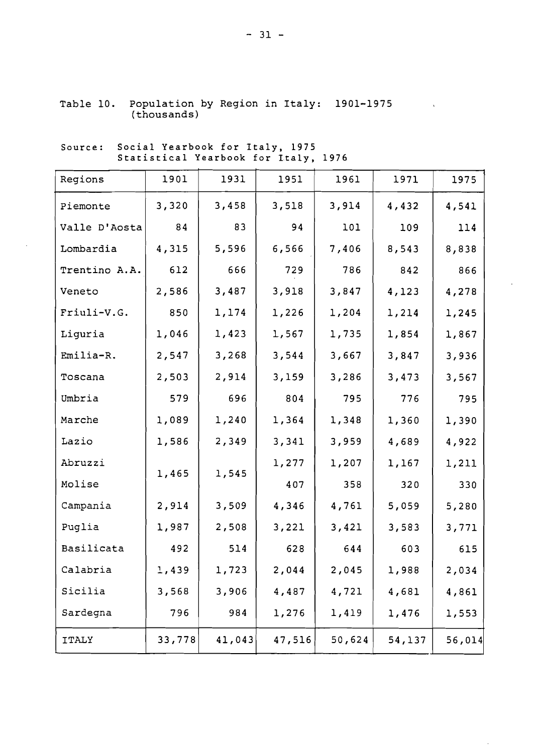Table 10. Population by Region in Italy: 1901-1975 (thousands)

Source: Social Yearbook for Italy, 1975
Statistical Yearbook for Italy, 1976

| Regions | 1901 | 1931 | 1951 | 1961 | 1971 | 1975 |
|---|---|---|---|---|---|---|
| Piemonte | 3,320 | 3,458 | 3,518 | 3,914 | 4,432 | 4,541 |
| Valle D'Aosta | 84 | 83 | 94 | 101 | 109 | 114 |
| Lombardia | 4,315 | 5,596 | 6,566 | 7,406 | 8,543 | 8,838 |
| Trentino A.A. | 612 | 666 | 729 | 786 | 842 | 866 |
| Veneto | 2,586 | 3,487 | 3,918 | 3,847 | 4,123 | 4,278 |
| Friuli-V.G. | 850 | 1,174 | 1,226 | 1,204 | 1,214 | 1,245 |
| Liguria | 1,046 | 1,423 | 1,567 | 1,735 | 1,854 | 1,867 |
| Emilia-R. | 2,547 | 3,268 | 3,544 | 3,667 | 3,847 | 3,936 |
| Toscana | 2,503 | 2,914 | 3,159 | 3,286 | 3,473 | 3,567 |
| Umbria | 579 | 696 | 804 | 795 | 776 | 795 |
| Marche | 1,089 | 1,240 | 1,364 | 1,348 | 1,360 | 1,390 |
| Lazio | 1,586 | 2,349 | 3,341 | 3,959 | 4,689 | 4,922 |
| Abruzzi | 1,465 | 1,545 | 1,277 | 1,207 | 1,167 | 1,211 |
| Molise | | | 407 | 358 | 320 | 330 |
| Campania | 2,914 | 3,509 | 4,346 | 4,761 | 5,059 | 5,280 |
| Puglia | 1,987 | 2,508 | 3,221 | 3,421 | 3,583 | 3,771 |
| Basilicata | 492 | 514 | 628 | 644 | 603 | 615 |
| Calabria | 1,439 | 1,723 | 2,044 | 2,045 | 1,988 | 2,034 |
| Sicilia | 3,568 | 3,906 | 4,487 | 4,721 | 4,681 | 4,861 |
| Sardegna | 796 | 984 | 1,276 | 1,419 | 1,476 | 1,553 |
| ITALY | 33,778 | 41,043 | 47,516 | 50,624 | 54,137 | 56,014 |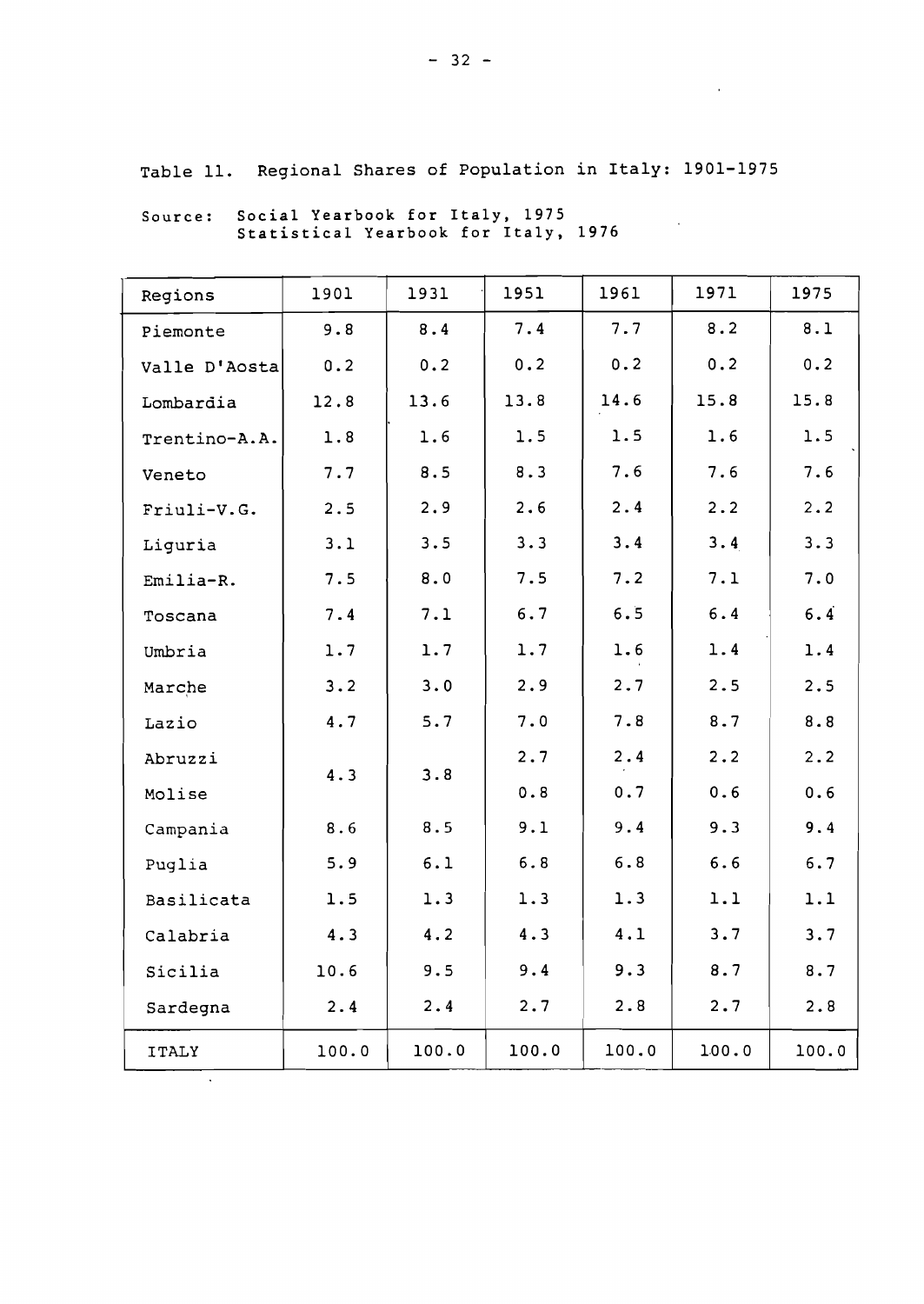Table 11. Regional Shares of Population in Italy: 1901-1975

Source: Social Yearbook for Italy, 1975
Statistical Yearbook for Italy, 1976

| Regions | 1901 | 1931 | 1951 | 1961 | 1971 | 1975 |
|---|---|---|---|---|---|---|
| Piemonte | 9.8 | 8.4 | 7.4 | 7.7 | 8.2 | 8.1 |
| Valle D'Aosta | 0.2 | 0.2 | 0.2 | 0.2 | 0.2 | 0.2 |
| Lombardia | 12.8 | 13.6 | 13.8 | 14.6 | 15.8 | 15.8 |
| Trentino-A.A. | 1.8 | 1.6 | 1.5 | 1.5 | 1.6 | 1.5 |
| Veneto | 7.7 | 8.5 | 8.3 | 7.6 | 7.6 | 7.6 |
| Friuli-V.G. | 2.5 | 2.9 | 2.6 | 2.4 | 2.2 | 2.2 |
| Liguria | 3.1 | 3.5 | 3.3 | 3.4 | 3.4 | 3.3 |
| Emilia-R. | 7.5 | 8.0 | 7.5 | 7.2 | 7.1 | 7.0 |
| Toscana | 7.4 | 7.1 | 6.7 | 6.5 | 6.4 | 6.4 |
| Umbria | 1.7 | 1.7 | 1.7 | 1.6 | 1.4 | 1.4 |
| Marche | 3.2 | 3.0 | 2.9 | 2.7 | 2.5 | 2.5 |
| Lazio | 4.7 | 5.7 | 7.0 | 7.8 | 8.7 | 8.8 |
| Abruzzi | 4.3 | 3.8 | 2.7 | 2.4 | 2.2 | 2.2 |
| Molise | | | 0.8 | 0.7 | 0.6 | 0.6 |
| Campania | 8.6 | 8.5 | 9.1 | 9.4 | 9.3 | 9.4 |
| Puglia | 5.9 | 6.1 | 6.8 | 6.8 | 6.6 | 6.7 |
| Basilicata | 1.5 | 1.3 | 1.3 | 1.3 | 1.1 | 1.1 |
| Calabria | 4.3 | 4.2 | 4.3 | 4.1 | 3.7 | 3.7 |
| Sicilia | 10.6 | 9.5 | 9.4 | 9.3 | 8.7 | 8.7 |
| Sardegna | 2.4 | 2.4 | 2.7 | 2.8 | 2.7 | 2.8 |
| ITALY | 100.0 | 100.0 | 100.0 | 100.0 | 100.0 | 100.0 |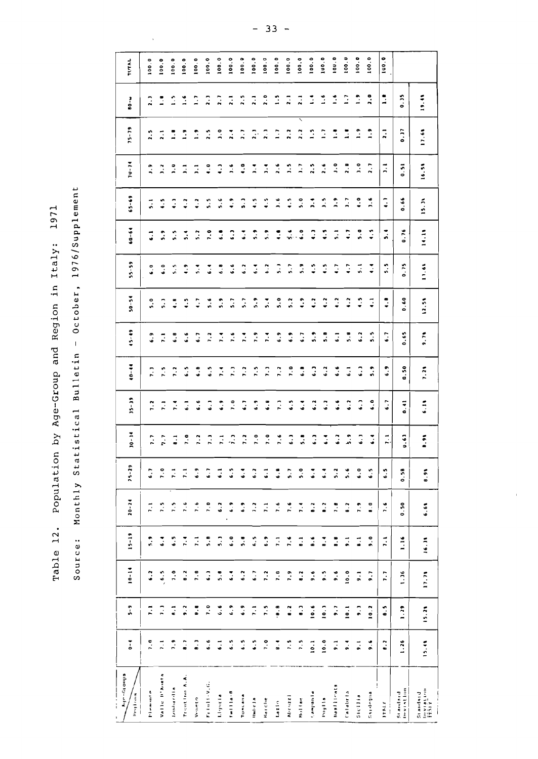# Table 12. Population by Age-Group and Region in Italy: 1971

Source: Monthly Statistical Bulletin - October, 1976/Supplement

| Age-Groups / Regions | 0-4 | 5-9 | 10-14 | 15-19 | 20-24 | 25-29 | 30-34 | 35-39 | 40-44 | 45-49 | 50-54 | 55-59 | 60-64 | 65-69 | 70-74 | 75-79 | 80-w | TOTAL |
|---|---|---|---|---|---|---|---|---|---|---|---|---|---|---|---|---|---|---|
| Piemonte | 7.0 | 7.1 | 6.2 | 5.9 | 7.1 | 6.7 | 7.7 | 7.2 | 7.3 | 6.9 | 5.0 | 6.0 | 6.1 | 5.1 | 3.9 | 2.5 | 2.3 | 100.0 |
| Valle D'Aosta | 7.1 | 7.3 | 6.5 | 6.4 | 7.5 | 7.0 | 7.7 | 7.1 | 7.5 | 7.1 | 5.3 | 6.0 | 5.9 | 4.5 | 3.2 | 2.1 | 1.8 | 100.0 |
| Lombardia | 7.9 | 8.1 | 7.0 | 6.5 | 7.5 | 7.1 | 8.1 | 7.4 | 7.2 | 6.8 | 4.8 | 5.5 | 5.5 | 4.3 | 3.0 | 1.8 | 1.5 | 100.0 |
| Trentino A.A. | 8.7 | 9.2 | 8.2 | 7.4 | 7.6 | 7.1 | 7.0 | 6.1 | 6.5 | 6.6 | 4.5 | 4.9 | 5.4 | 4.2 | 3.1 | 1.9 | 1.6 | 100.0 |
| Veneto | 8.3 | 8.8 | 7.0 | 7.1 | 7.6 | 6.9 | 7.2 | 6.6 | 6.8 | 6.7 | 4.7 | 5.4 | 5.2 | 4.2 | 3.1 | 1.9 | 1.7 | 100.0 |
| Friuli-V.G. | 6.6 | 7.0 | 6.3 | 5.8 | 7.0 | 6.7 | 7.3 | 6.3 | 6.5 | 7.2 | 5.6 | 6.4 | 7.0 | 5.5 | 4.0 | 2.5 | 2.3 | 100.0 |
| Liguria | 6.1 | 6.6 | 5.8 | 5.3 | 6.2 | 6.1 | 7.1 | 6.9 | 7.4 | 7.4 | 5.9 | 6.8 | 6.8 | 5.6 | 4.3 | 3.0 | 2.7 | 100.0 |
| Emilia-R | 6.5 | 6.9 | 6.4 | 6.0 | 6.9 | 6.5 | 7.3 | 7.0 | 7.3 | 7.6 | 5.7 | 6.6 | 6.3 | 4.9 | 3.6 | 2.4 | 2.1 | 100.0 |
| Toscana | 6.5 | 6.9 | 6.2 | 5.8 | 6.9 | 6.4 | 7.2 | 6.7 | 7.2 | 7.4 | 5.7 | 6.2 | 6.4 | 5.3 | 4.0 | 2.7 | 2.5 | 100.0 |
| Umbria | 6.5 | 7.1 | 6.7 | 6.5 | 7.2 | 6.2 | 7.0 | 6.9 | 7.5 | 7.9 | 5.9 | 6.4 | 5.9 | 4.5 | 3.4 | 2.3 | 2.1 | 100.0 |
| Marche | 7.0 | 7.5 | 7.2 | 6.9 | 7.1 | 6.1 | 7.0 | 6.8 | 7.3 | 7.4 | 5.4 | 6.2 | 5.9 | 4.5 | 3.4 | 2.3 | 2.0 | 100.0 |
| Lazio | 8.4 | 8.8 | 7.0 | 7.1 | 7.6 | 6.8 | 7.6 | 7.3 | 7.2 | 6.9 | 5.0 | 5.3 | 4.8 | 3.6 | 2.6 | 1.7 | 1.5 | 100.0 |
| Abruzzi | 7.5 | 8.2 | 7.9 | 7.6 | 7.6 | 5.7 | 6.3 | 6.5 | 7.0 | 6.9 | 5.2 | 5.7 | 5.6 | 4.5 | 3.5 | 2.2 | 2.1 | 100.0 |
| Molise | 7.5 | 8.3 | 8.2 | 8.1 | 7.4 | 5.0 | 5.8 | 6.4 | 6.8 | 6.7 | 4.9 | 5.9 | 6.0 | 5.0 | 3.7 | 2.2 | 2.1 | 100.0 |
| Campania | 10.1 | 10.6 | 9.6 | 8.6 | 8.2 | 6.4 | 6.3 | 6.2 | 6.3 | 5.9 | 4.2 | 4.5 | 4.3 | 3.4 | 2.5 | 1.5 | 1.4 | 100.0 |
| Puglia | 10.0 | 10.3 | 9.5 | 8.4 | 8.2 | 6.4 | 6.4 | 6.2 | 6.2 | 5.8 | 4.2 | 4.5 | 4.5 | 3.5 | 2.6 | 1.7 | 1.6 | 100.0 |
| Basilicata | 9.1 | 9.7 | 9.6 | 8.8 | 7.8 | 5.2 | 6.2 | 6.6 | 6.6 | 6.1 | 4.2 | 4.7 | 5.1 | 3.9 | 3.0 | 1.8 | 1.6 | 100.0 |
| Calabria | 9.4 | 10.1 | 10.0 | 9.1 | 8.2 | 5.6 | 5.9 | 6.2 | 6.1 | 5.8 | 4.2 | 4.7 | 4.7 | 3.7 | 2.8 | 1.8 | 1.7 | 100.0 |
| Sicilia | 9.1 | 9.3 | 9.1 | 8.1 | 7.9 | 6.0 | 6.3 | 6.3 | 6.3 | 6.2 | 4.5 | 5.1 | 5.0 | 4.0 | 3.0 | 1.9 | 1.9 | 100.0 |
| Sardegna | 9.6 | 10.2 | 9.7 | 9.0 | 8.0 | 6.5 | 6.4 | 6.0 | 5.9 | 5.5 | 4.1 | 4.4 | 4.5 | 3.6 | 2.7 | 1.9 | 2.0 | 100.0 |
| ITALY | 8.2 | 8.5 | 7.7 | 7.1 | 7.6 | 6.5 | 7.1 | 6.7 | 6.9 | 6.7 | 4.8 | 5.5 | 5.4 | 4.3 | 3.1 | 2.1 | 1.8 | 100.0 |
| Standard Deviation | 1.26 | 1.29 | 1.36 | 1.16 | 0.50 | 0.58 | 0.63 | 0.41 | 0.50 | 0.65 | 0.60 | 0.75 | 0.76 | 0.66 | 0.51 | 0.37 | 0.35 | |
| Standard Deviation / ITALY | 15.44 | 15.28 | 17.78 | 16.38 | 6.64 | 8.94 | 8.94 | 6.18 | 7.24 | 9.74 | 12.54 | 13.64 | 14.18 | 15.35 | 16.54 | 17.64 | 19.44 | |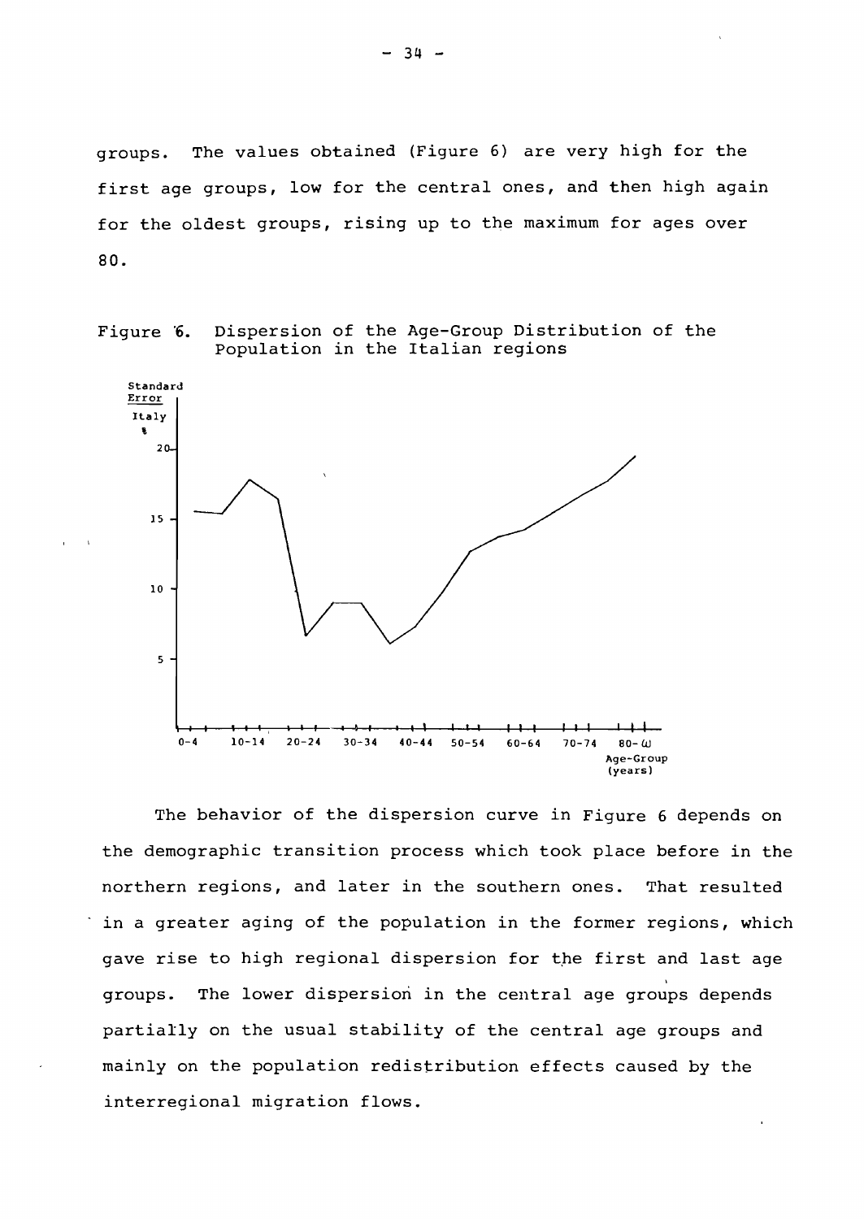groups. The values obtained (Figure 6) are very high for the first age groups, low for the central ones, and then high again for the oldest groups, rising up to the maximum for ages over 80.

Figure 6. Dispersion of the Age-Group Distribution of the Population in the Italian regions

The behavior of the dispersion curve in Figure 6 depends on the demographic transition process which took place before in the northern regions, and later in the southern ones. That resulted in a greater aging of the population in the former regions, which gave rise to high regional dispersion for the first and last age groups. The lower dispersion in the central age groups depends partially on the usual stability of the central age groups and mainly on the population redistribution effects caused by the interregional migration flows.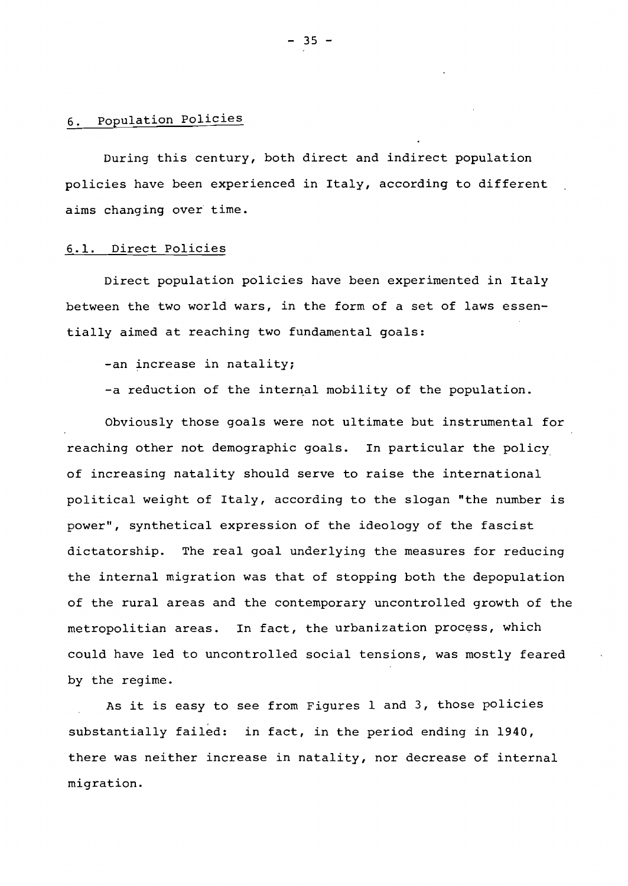## 6. Population Policies

During this century, both direct and indirect population policies have been experienced in Italy, according to different aims changing over time.

### 6.1. Direct Policies

Direct population policies have been experimented in Italy between the two world wars, in the form of a set of laws essentially aimed at reaching two fundamental goals:

-an increase in natality;

-a reduction of the internal mobility of the population.

Obviously those goals were not ultimate but instrumental for reaching other not demographic goals. In particular the policy of increasing natality should serve to raise the international political weight of Italy, according to the slogan "the number is power", synthetical expression of the ideology of the fascist dictatorship. The real goal underlying the measures for reducing the internal migration was that of stopping both the depopulation of the rural areas and the contemporary uncontrolled growth of the metropolitian areas. In fact, the urbanization process, which could have led to uncontrolled social tensions, was mostly feared by the regime.

As it is easy to see from Figures 1 and 3, those policies substantially failed: in fact, in the period ending in 1940, there was neither increase in natality, nor decrease of internal migration.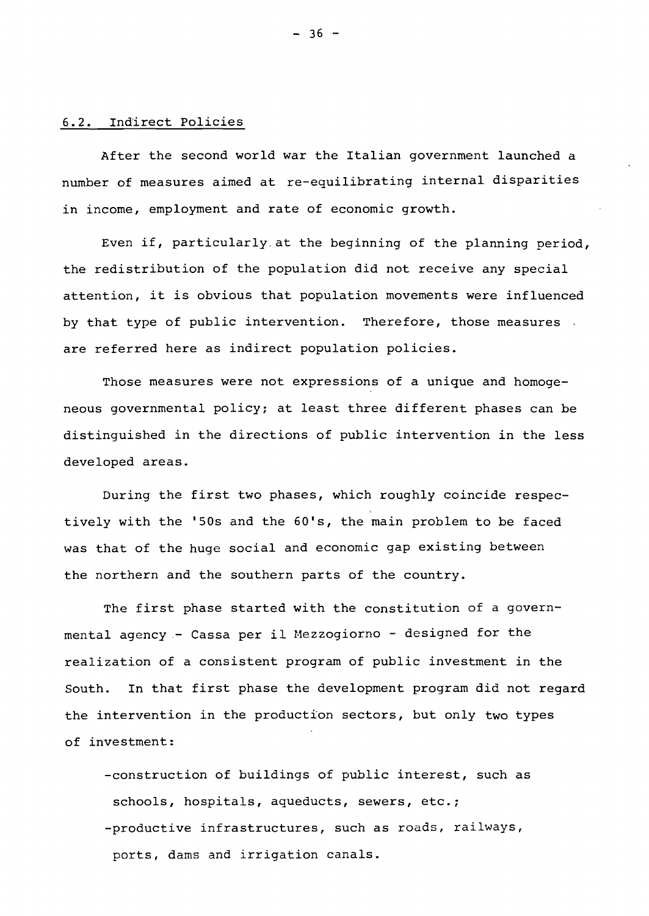### 6.2. Indirect Policies

After the second world war the Italian government launched a number of measures aimed at re-equilibrating internal disparities in income, employment and rate of economic growth.

Even if, particularly at the beginning of the planning period, the redistribution of the population did not receive any special attention, it is obvious that population movements were influenced by that type of public intervention. Therefore, those measures are referred here as indirect population policies.

Those measures were not expressions of a unique and homogeneous governmental policy; at least three different phases can be distinguished in the directions of public intervention in the less developed areas.

During the first two phases, which roughly coincide respectively with the '50s and the 60's, the main problem to be faced was that of the huge social and economic gap existing between the northern and the southern parts of the country.

The first phase started with the constitution of a governmental agency - Cassa per il Mezzogiorno - designed for the realization of a consistent program of public investment in the South. In that first phase the development program did not regard the intervention in the production sectors, but only two types of investment:

- construction of buildings of public interest, such as schools, hospitals, aqueducts, sewers, etc.;
- productive infrastructures, such as roads, railways, ports, dams and irrigation canals.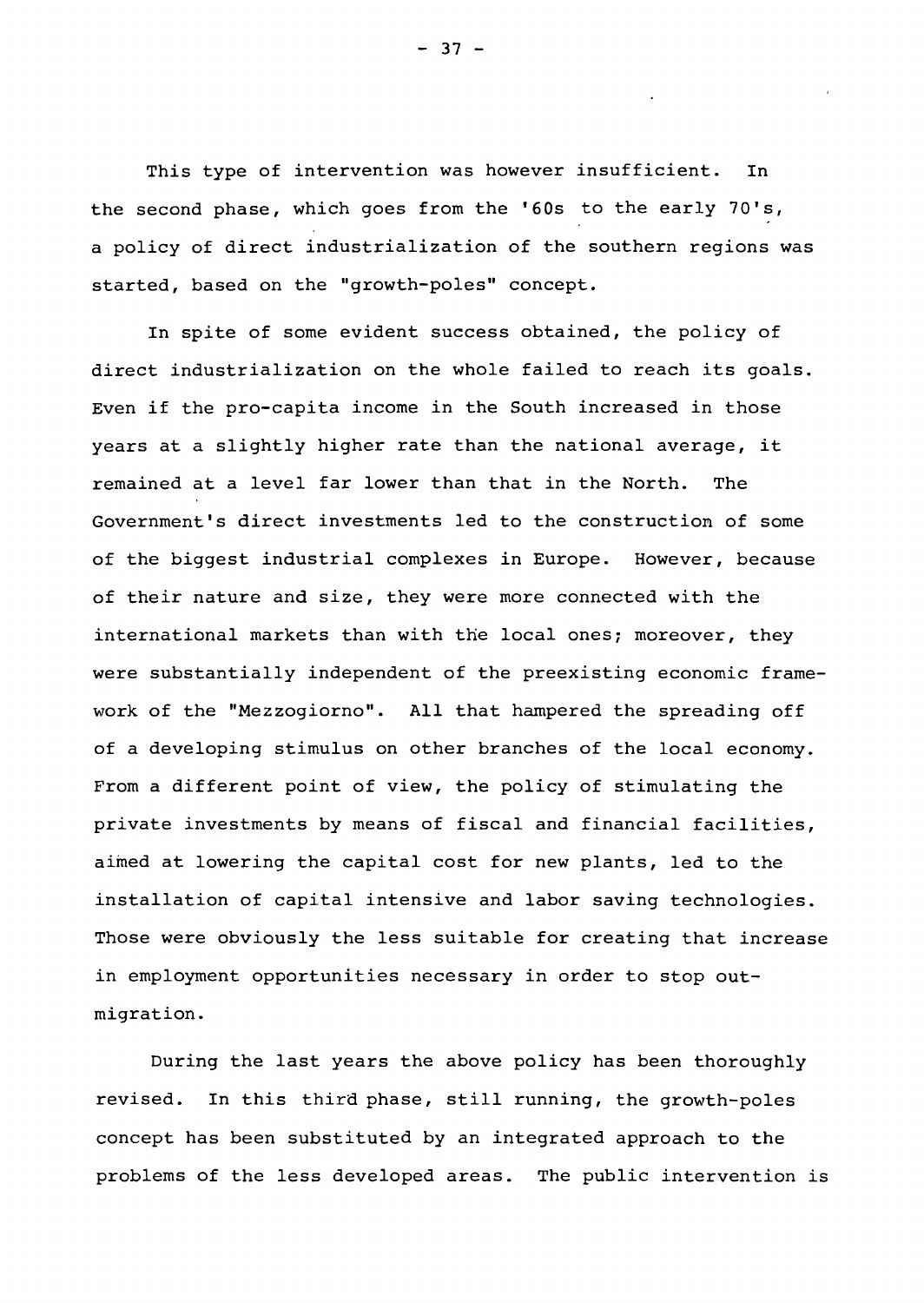This type of intervention was however insufficient. In the second phase, which goes from the '60s to the early 70's, a policy of direct industrialization of the southern regions was started, based on the "growth-poles" concept.

In spite of some evident success obtained, the policy of direct industrialization on the whole failed to reach its goals. Even if the pro-capita income in the South increased in those years at a slightly higher rate than the national average, it remained at a level far lower than that in the North. The Government's direct investments led to the construction of some of the biggest industrial complexes in Europe. However, because of their nature and size, they were more connected with the international markets than with the local ones; moreover, they were substantially independent of the preexisting economic framework of the "Mezzogiorno". All that hampered the spreading off of a developing stimulus on other branches of the local economy. From a different point of view, the policy of stimulating the private investments by means of fiscal and financial facilities, aimed at lowering the capital cost for new plants, led to the installation of capital intensive and labor saving technologies. Those were obviously the less suitable for creating that increase in employment opportunities necessary in order to stop out-migration.

During the last years the above policy has been thoroughly revised. In this third phase, still running, the growth-poles concept has been substituted by an integrated approach to the problems of the less developed areas. The public intervention is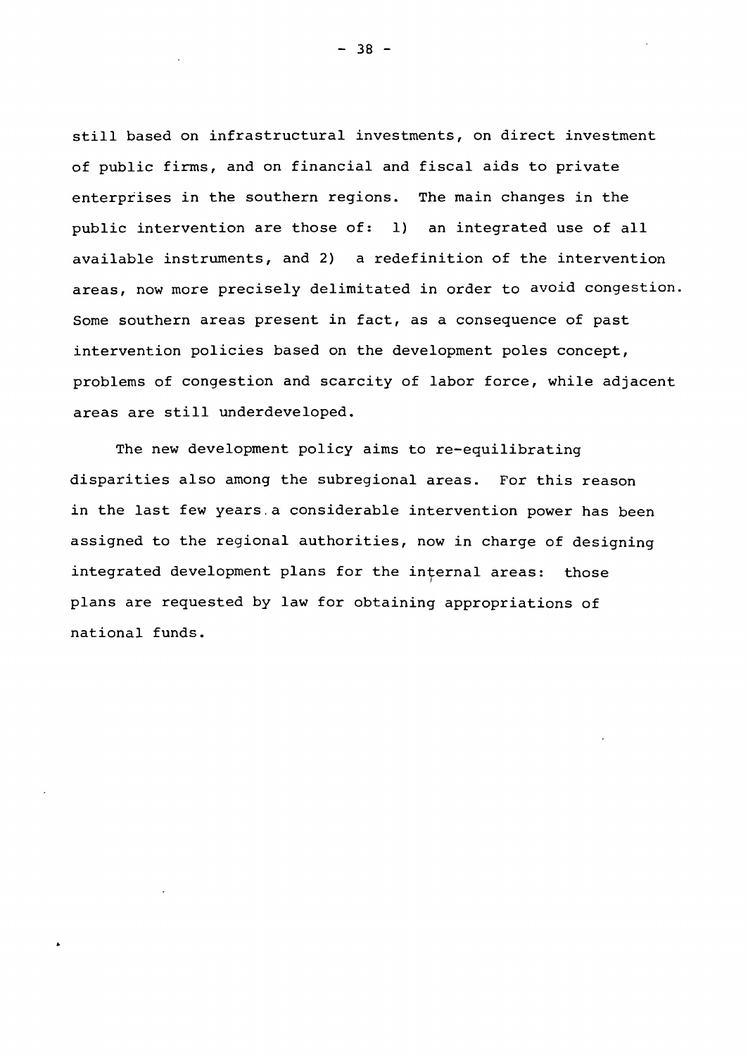still based on infrastructural investments, on direct investment of public firms, and on financial and fiscal aids to private enterprises in the southern regions. The main changes in the public intervention are those of: 1) an integrated use of all available instruments, and 2) a redefinition of the intervention areas, now more precisely delimitated in order to avoid congestion. Some southern areas present in fact, as a consequence of past intervention policies based on the development poles concept, problems of congestion and scarcity of labor force, while adjacent areas are still underdeveloped.

The new development policy aims to re-equilibrating disparities also among the subregional areas. For this reason in the last few years a considerable intervention power has been assigned to the regional authorities, now in charge of designing integrated development plans for the internal areas: those plans are requested by law for obtaining appropriations of national funds.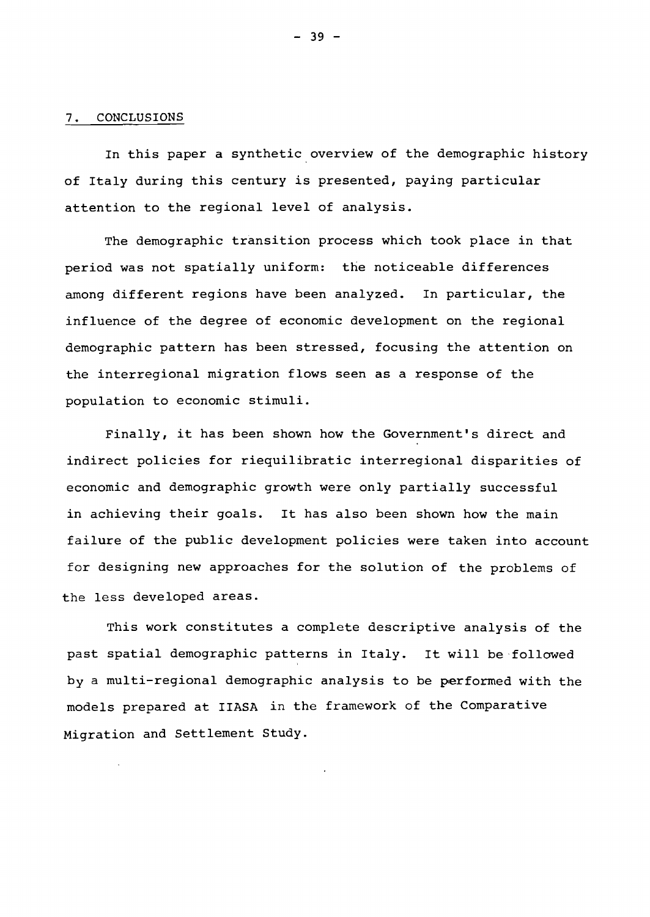## 7. CONCLUSIONS

In this paper a synthetic overview of the demographic history of Italy during this century is presented, paying particular attention to the regional level of analysis.

The demographic transition process which took place in that period was not spatially uniform: the noticeable differences among different regions have been analyzed. In particular, the influence of the degree of economic development on the regional demographic pattern has been stressed, focusing the attention on the interregional migration flows seen as a response of the population to economic stimuli.

Finally, it has been shown how the Government's direct and indirect policies for riequilibratic interregional disparities of economic and demographic growth were only partially successful in achieving their goals. It has also been shown how the main failure of the public development policies were taken into account for designing new approaches for the solution of the problems of the less developed areas.

This work constitutes a complete descriptive analysis of the past spatial demographic patterns in Italy. It will be followed by a multi-regional demographic analysis to be performed with the models prepared at IIASA in the framework of the Comparative Migration and Settlement Study.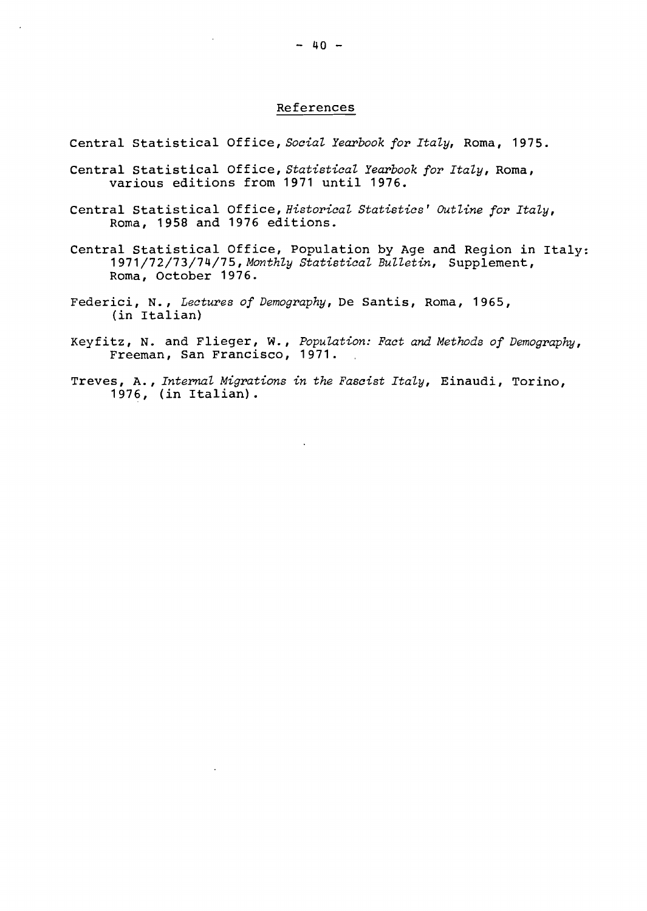## References

Central Statistical Office, *Social Yearbook for Italy*, Roma, 1975.

Central Statistical Office, *Statistical Yearbook for Italy*, Roma, various editions from 1971 until 1976.

Central Statistical Office, *Historical Statistics' Outline for Italy*, Roma, 1958 and 1976 editions.

Central Statistical Office, Population by Age and Region in Italy: 1971/72/73/74/75, *Monthly Statistical Bulletin*, Supplement, Roma, October 1976.

Federici, N., *Lectures of Demography*, De Santis, Roma, 1965, (in Italian)

Keyfitz, N. and Flieger, W., *Population: Fact and Methods of Demography*, Freeman, San Francisco, 1971.

Treves, A., *Internal Migrations in the Fascist Italy*, Einaudi, Torino, 1976, (in Italian).